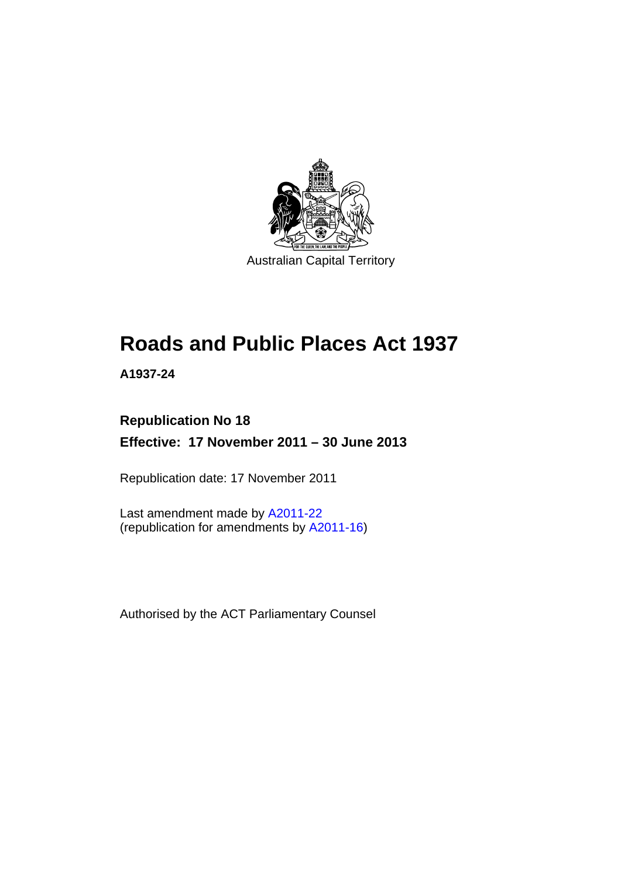Australian Capital Territory

# Roads and Public Places Act 1937

**A1937-24**

**Republication No 18**

**Effective: 17 November 2011 – 30 June 2013**

Republication date: 17 November 2011

Last amendment made by A2011-22
(republication for amendments by A2011-16)

Authorised by the ACT Parliamentary Counsel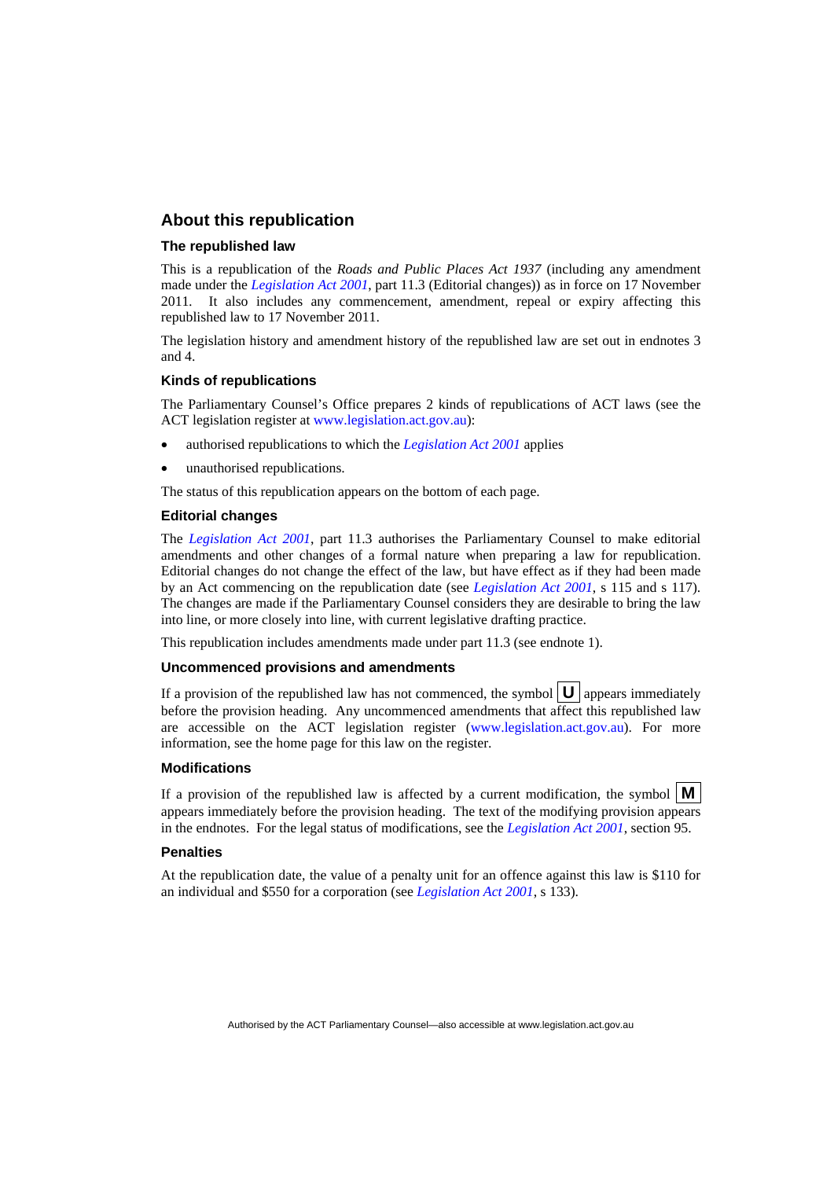## About this republication

### The republished law

This is a republication of the *Roads and Public Places Act 1937* (including any amendment made under the *Legislation Act 2001*, part 11.3 (Editorial changes)) as in force on 17 November 2011. It also includes any commencement, amendment, repeal or expiry affecting this republished law to 17 November 2011.

The legislation history and amendment history of the republished law are set out in endnotes 3 and 4.

### Kinds of republications

The Parliamentary Counsel's Office prepares 2 kinds of republications of ACT laws (see the ACT legislation register at www.legislation.act.gov.au):

- authorised republications to which the *Legislation Act 2001* applies
- unauthorised republications.

The status of this republication appears on the bottom of each page.

### Editorial changes

The *Legislation Act 2001*, part 11.3 authorises the Parliamentary Counsel to make editorial amendments and other changes of a formal nature when preparing a law for republication. Editorial changes do not change the effect of the law, but have effect as if they had been made by an Act commencing on the republication date (see *Legislation Act 2001*, s 115 and s 117). The changes are made if the Parliamentary Counsel considers they are desirable to bring the law into line, or more closely into line, with current legislative drafting practice.

This republication includes amendments made under part 11.3 (see endnote 1).

### Uncommenced provisions and amendments

If a provision of the republished law has not commenced, the symbol **U** appears immediately before the provision heading. Any uncommenced amendments that affect this republished law are accessible on the ACT legislation register (www.legislation.act.gov.au). For more information, see the home page for this law on the register.

### Modifications

If a provision of the republished law is affected by a current modification, the symbol **M** appears immediately before the provision heading. The text of the modifying provision appears in the endnotes. For the legal status of modifications, see the *Legislation Act 2001*, section 95.

### Penalties

At the republication date, the value of a penalty unit for an offence against this law is $110 for an individual and $550 for a corporation (see *Legislation Act 2001*, s 133).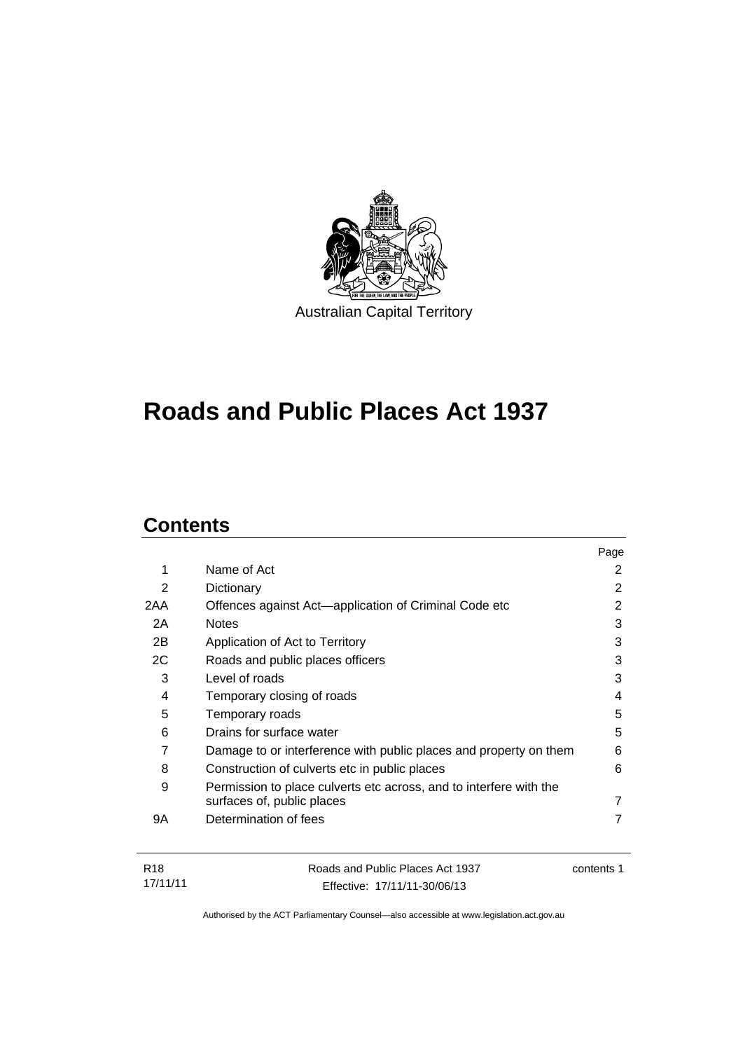Australian Capital Territory

# Roads and Public Places Act 1937

## Contents

| | | Page |
|---|---|---|
| 1 | Name of Act | 2 |
| 2 | Dictionary | 2 |
| 2AA | Offences against Act—application of Criminal Code etc | 2 |
| 2A | Notes | 3 |
| 2B | Application of Act to Territory | 3 |
| 2C | Roads and public places officers | 3 |
| 3 | Level of roads | 3 |
| 4 | Temporary closing of roads | 4 |
| 5 | Temporary roads | 5 |
| 6 | Drains for surface water | 5 |
| 7 | Damage to or interference with public places and property on them | 6 |
| 8 | Construction of culverts etc in public places | 6 |
| 9 | Permission to place culverts etc across, and to interfere with the surfaces of, public places | 7 |
| 9A | Determination of fees | 7 |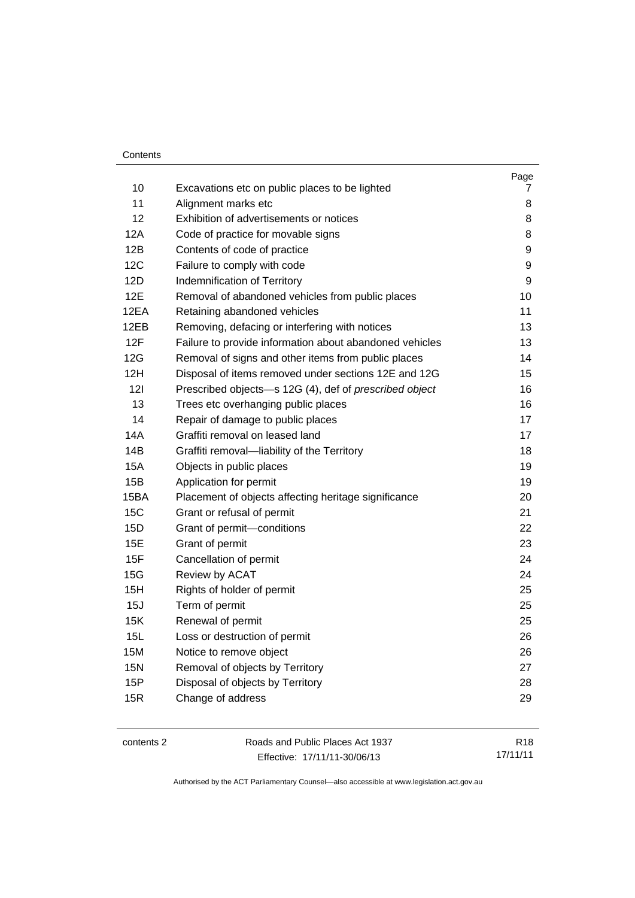| | | Page |
|---|---|---|
| 10 | Excavations etc on public places to be lighted | 7 |
| 11 | Alignment marks etc | 8 |
| 12 | Exhibition of advertisements or notices | 8 |
| 12A | Code of practice for movable signs | 8 |
| 12B | Contents of code of practice | 9 |
| 12C | Failure to comply with code | 9 |
| 12D | Indemnification of Territory | 9 |
| 12E | Removal of abandoned vehicles from public places | 10 |
| 12EA | Retaining abandoned vehicles | 11 |
| 12EB | Removing, defacing or interfering with notices | 13 |
| 12F | Failure to provide information about abandoned vehicles | 13 |
| 12G | Removal of signs and other items from public places | 14 |
| 12H | Disposal of items removed under sections 12E and 12G | 15 |
| 12I | Prescribed objects—s 12G (4), def of *prescribed object* | 16 |
| 13 | Trees etc overhanging public places | 16 |
| 14 | Repair of damage to public places | 17 |
| 14A | Graffiti removal on leased land | 17 |
| 14B | Graffiti removal—liability of the Territory | 18 |
| 15A | Objects in public places | 19 |
| 15B | Application for permit | 19 |
| 15BA | Placement of objects affecting heritage significance | 20 |
| 15C | Grant or refusal of permit | 21 |
| 15D | Grant of permit—conditions | 22 |
| 15E | Grant of permit | 23 |
| 15F | Cancellation of permit | 24 |
| 15G | Review by ACAT | 24 |
| 15H | Rights of holder of permit | 25 |
| 15J | Term of permit | 25 |
| 15K | Renewal of permit | 25 |
| 15L | Loss or destruction of permit | 26 |
| 15M | Notice to remove object | 26 |
| 15N | Removal of objects by Territory | 27 |
| 15P | Disposal of objects by Territory | 28 |
| 15R | Change of address | 29 |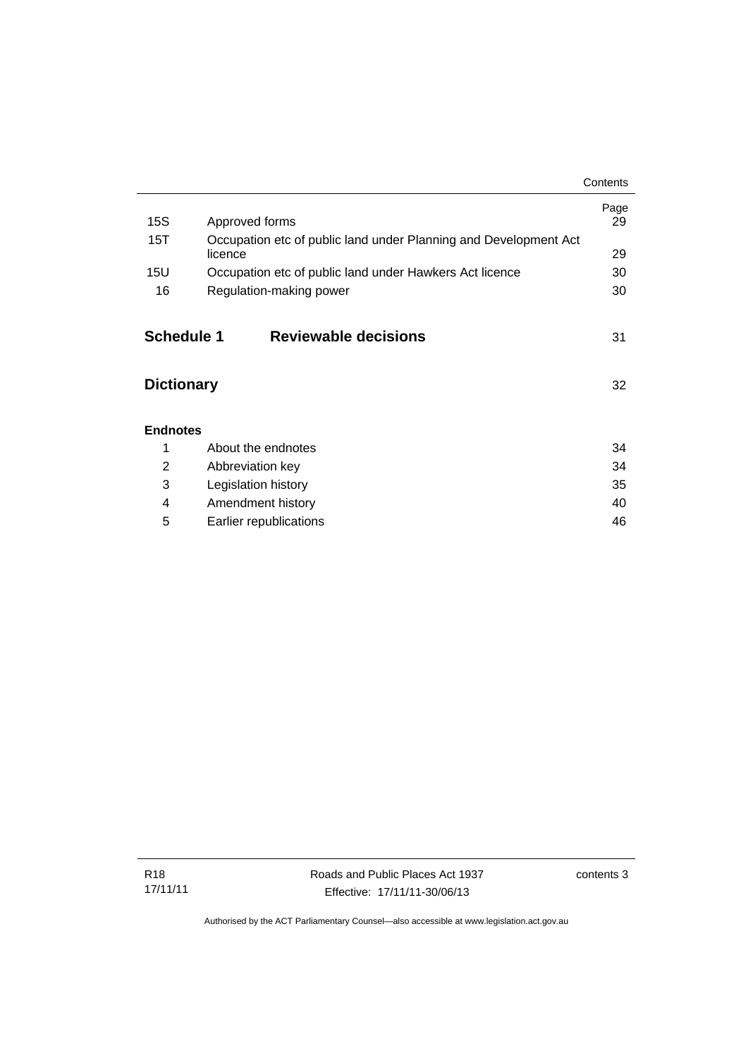| | | Page |
|---|---|---|
| 15S | Approved forms | 29 |
| 15T | Occupation etc of public land under Planning and Development Act licence | 29 |
| 15U | Occupation etc of public land under Hawkers Act licence | 30 |
| 16 | Regulation-making power | 30 |

## Schedule 1 Reviewable decisions 31

## Dictionary 32

**Endnotes**

| | | |
|---|---|---|
| 1 | About the endnotes | 34 |
| 2 | Abbreviation key | 34 |
| 3 | Legislation history | 35 |
| 4 | Amendment history | 40 |
| 5 | Earlier republications | 46 |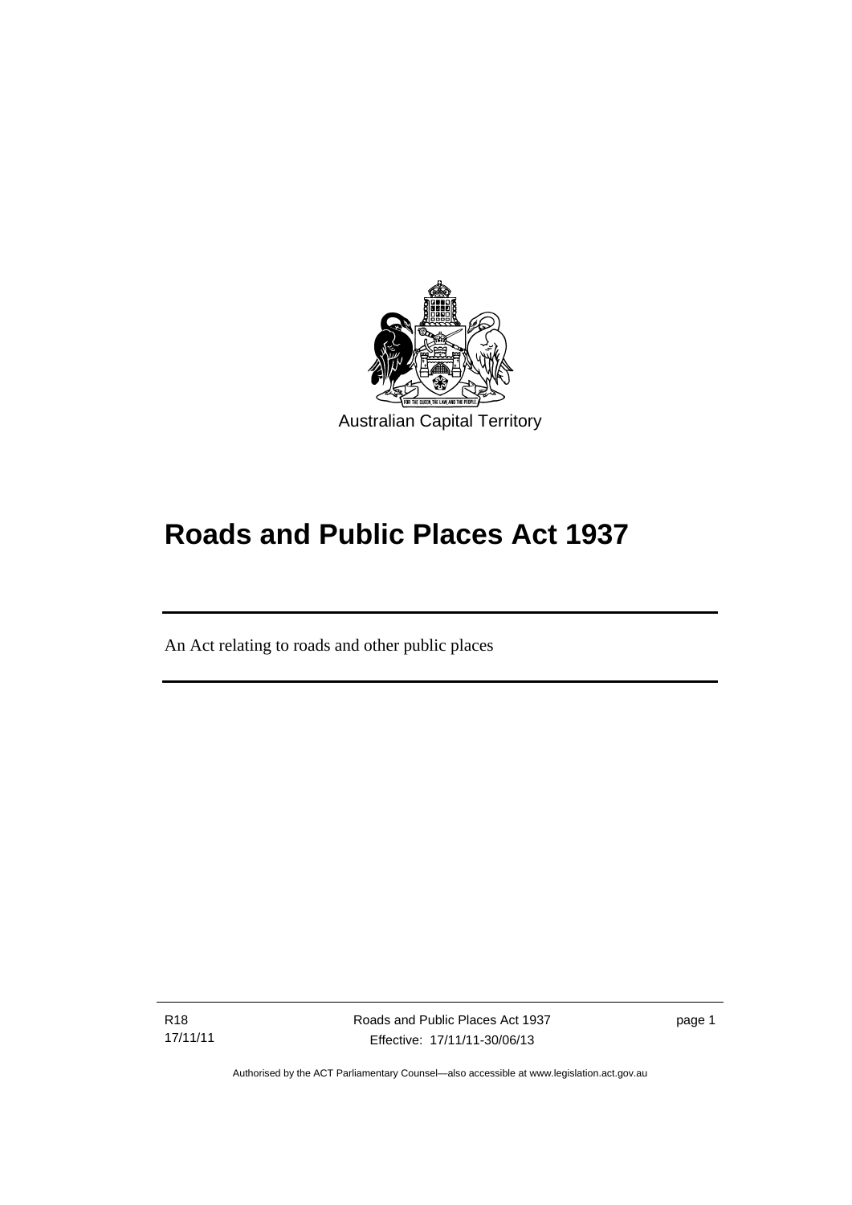Australian Capital Territory

# Roads and Public Places Act 1937

An Act relating to roads and other public places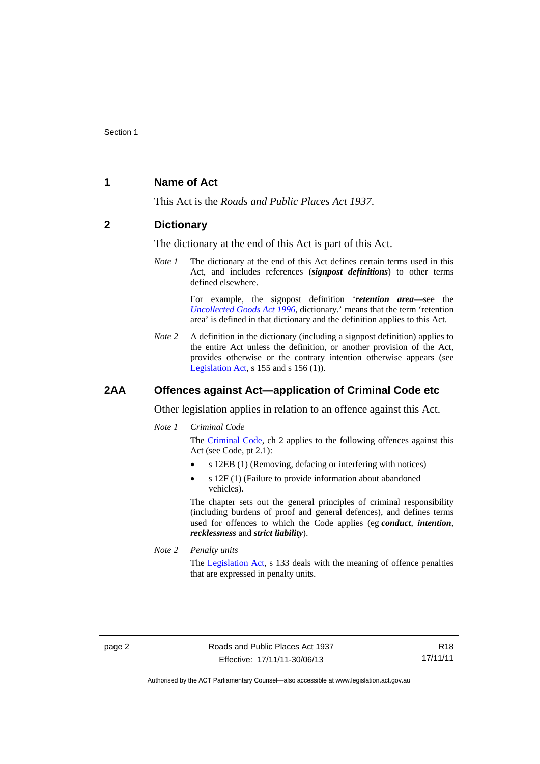## 1 Name of Act

This Act is the *Roads and Public Places Act 1937*.

## 2 Dictionary

The dictionary at the end of this Act is part of this Act.

*Note 1* The dictionary at the end of this Act defines certain terms used in this Act, and includes references (***signpost definitions***) to other terms defined elsewhere.

For example, the signpost definition '***retention area***—see the *Uncollected Goods Act 1996*, dictionary.' means that the term 'retention area' is defined in that dictionary and the definition applies to this Act.

*Note 2* A definition in the dictionary (including a signpost definition) applies to the entire Act unless the definition, or another provision of the Act, provides otherwise or the contrary intention otherwise appears (see Legislation Act, s 155 and s 156 (1)).

## 2AA Offences against Act—application of Criminal Code etc

Other legislation applies in relation to an offence against this Act.

*Note 1* *Criminal Code*

The Criminal Code, ch 2 applies to the following offences against this Act (see Code, pt 2.1):

- s 12EB (1) (Removing, defacing or interfering with notices)
- s 12F (1) (Failure to provide information about abandoned vehicles).

The chapter sets out the general principles of criminal responsibility (including burdens of proof and general defences), and defines terms used for offences to which the Code applies (eg ***conduct***, ***intention***, ***recklessness*** and ***strict liability***).

*Note 2* *Penalty units*

The Legislation Act, s 133 deals with the meaning of offence penalties that are expressed in penalty units.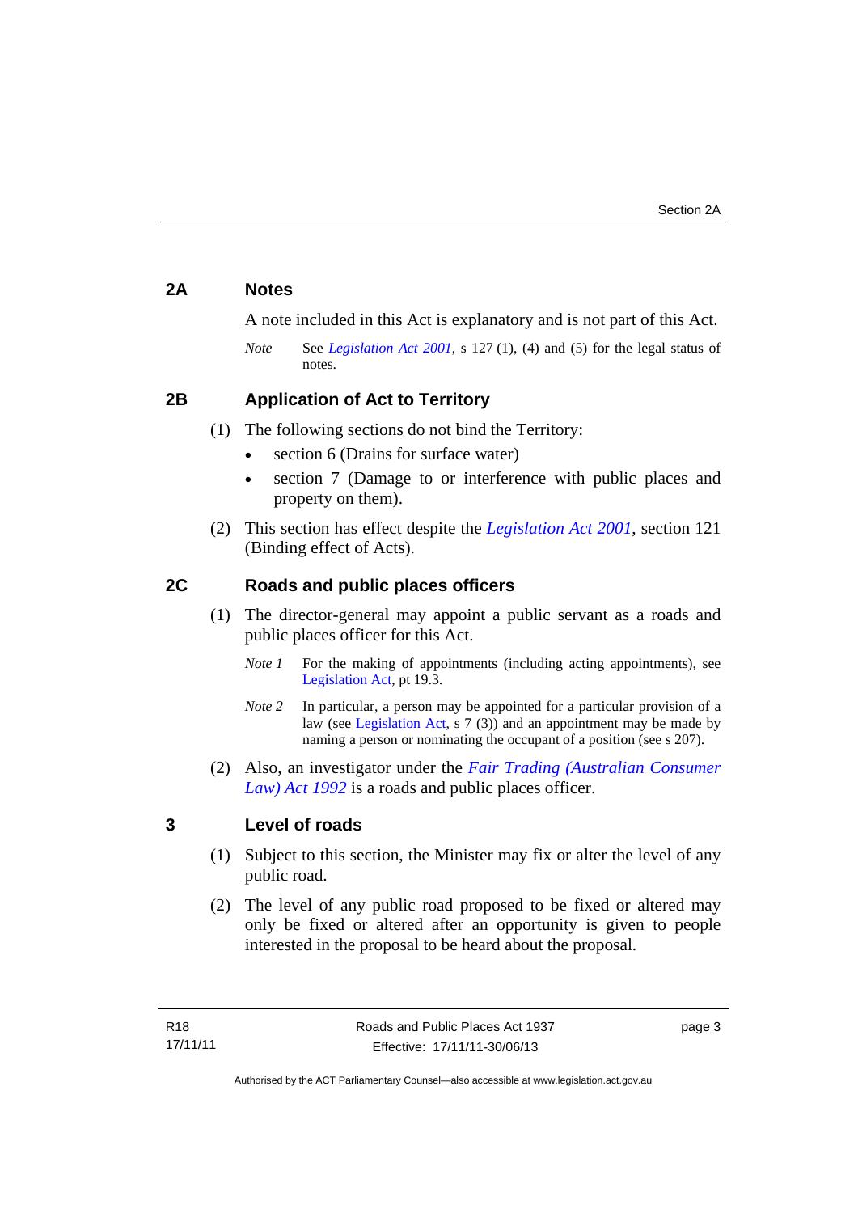## 2A Notes

A note included in this Act is explanatory and is not part of this Act.

*Note* See *Legislation Act 2001*, s 127 (1), (4) and (5) for the legal status of notes.

## 2B Application of Act to Territory

(1) The following sections do not bind the Territory:

- section 6 (Drains for surface water)
- section 7 (Damage to or interference with public places and property on them).

(2) This section has effect despite the *Legislation Act 2001*, section 121 (Binding effect of Acts).

## 2C Roads and public places officers

(1) The director-general may appoint a public servant as a roads and public places officer for this Act.

*Note 1* For the making of appointments (including acting appointments), see Legislation Act, pt 19.3.

*Note 2* In particular, a person may be appointed for a particular provision of a law (see Legislation Act, s 7 (3)) and an appointment may be made by naming a person or nominating the occupant of a position (see s 207).

(2) Also, an investigator under the *Fair Trading (Australian Consumer Law) Act 1992* is a roads and public places officer.

## 3 Level of roads

(1) Subject to this section, the Minister may fix or alter the level of any public road.

(2) The level of any public road proposed to be fixed or altered may only be fixed or altered after an opportunity is given to people interested in the proposal to be heard about the proposal.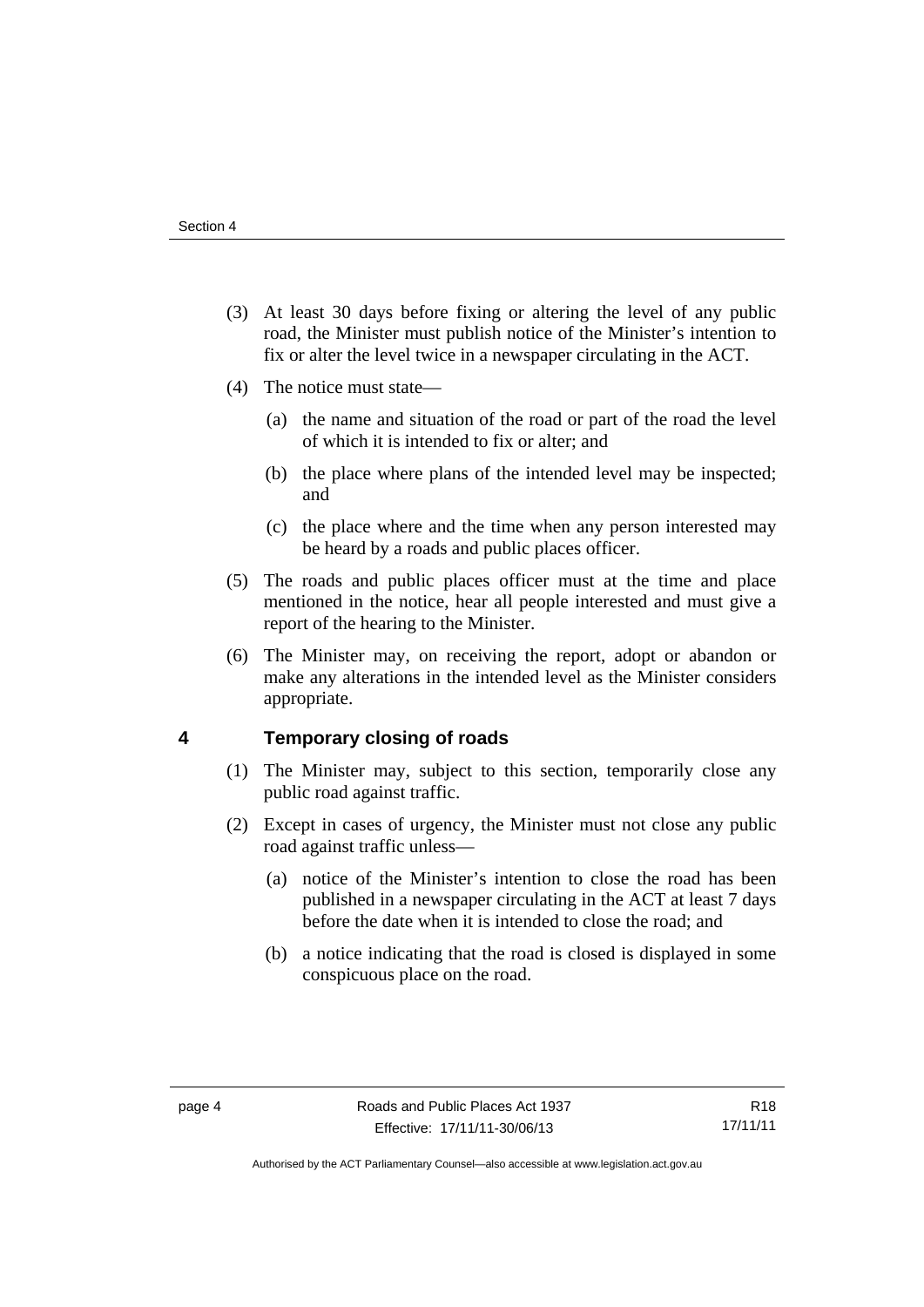(3) At least 30 days before fixing or altering the level of any public road, the Minister must publish notice of the Minister's intention to fix or alter the level twice in a newspaper circulating in the ACT.

(4) The notice must state—

(a) the name and situation of the road or part of the road the level of which it is intended to fix or alter; and

(b) the place where plans of the intended level may be inspected; and

(c) the place where and the time when any person interested may be heard by a roads and public places officer.

(5) The roads and public places officer must at the time and place mentioned in the notice, hear all people interested and must give a report of the hearing to the Minister.

(6) The Minister may, on receiving the report, adopt or abandon or make any alterations in the intended level as the Minister considers appropriate.

## 4 Temporary closing of roads

(1) The Minister may, subject to this section, temporarily close any public road against traffic.

(2) Except in cases of urgency, the Minister must not close any public road against traffic unless—

(a) notice of the Minister's intention to close the road has been published in a newspaper circulating in the ACT at least 7 days before the date when it is intended to close the road; and

(b) a notice indicating that the road is closed is displayed in some conspicuous place on the road.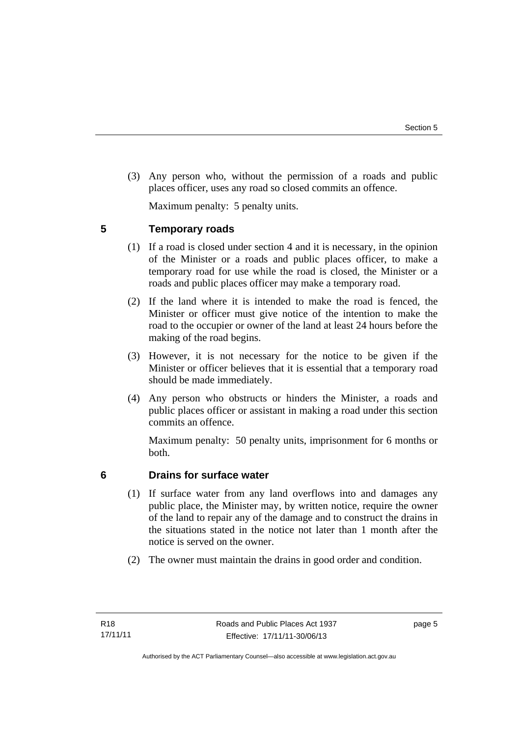(3) Any person who, without the permission of a roads and public places officer, uses any road so closed commits an offence.

Maximum penalty: 5 penalty units.

## 5 Temporary roads

(1) If a road is closed under section 4 and it is necessary, in the opinion of the Minister or a roads and public places officer, to make a temporary road for use while the road is closed, the Minister or a roads and public places officer may make a temporary road.

(2) If the land where it is intended to make the road is fenced, the Minister or officer must give notice of the intention to make the road to the occupier or owner of the land at least 24 hours before the making of the road begins.

(3) However, it is not necessary for the notice to be given if the Minister or officer believes that it is essential that a temporary road should be made immediately.

(4) Any person who obstructs or hinders the Minister, a roads and public places officer or assistant in making a road under this section commits an offence.

Maximum penalty: 50 penalty units, imprisonment for 6 months or both.

## 6 Drains for surface water

(1) If surface water from any land overflows into and damages any public place, the Minister may, by written notice, require the owner of the land to repair any of the damage and to construct the drains in the situations stated in the notice not later than 1 month after the notice is served on the owner.

(2) The owner must maintain the drains in good order and condition.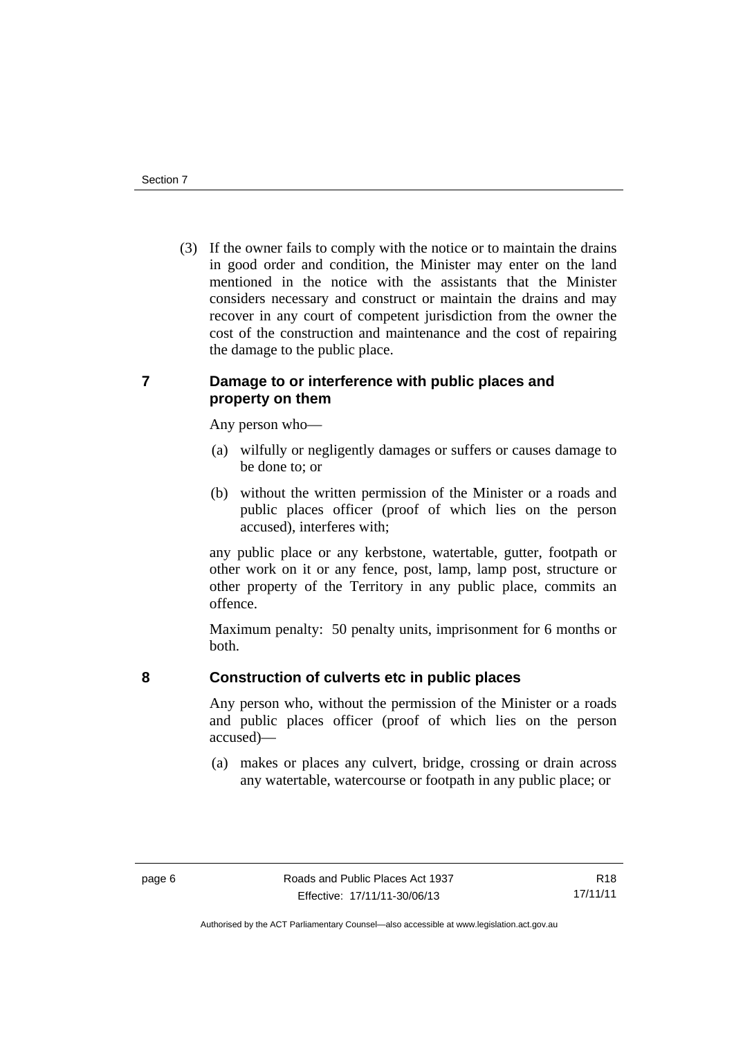(3) If the owner fails to comply with the notice or to maintain the drains in good order and condition, the Minister may enter on the land mentioned in the notice with the assistants that the Minister considers necessary and construct or maintain the drains and may recover in any court of competent jurisdiction from the owner the cost of the construction and maintenance and the cost of repairing the damage to the public place.

## 7 Damage to or interference with public places and property on them

Any person who—

(a) wilfully or negligently damages or suffers or causes damage to be done to; or

(b) without the written permission of the Minister or a roads and public places officer (proof of which lies on the person accused), interferes with;

any public place or any kerbstone, watertable, gutter, footpath or other work on it or any fence, post, lamp, lamp post, structure or other property of the Territory in any public place, commits an offence.

Maximum penalty: 50 penalty units, imprisonment for 6 months or both.

## 8 Construction of culverts etc in public places

Any person who, without the permission of the Minister or a roads and public places officer (proof of which lies on the person accused)—

(a) makes or places any culvert, bridge, crossing or drain across any watertable, watercourse or footpath in any public place; or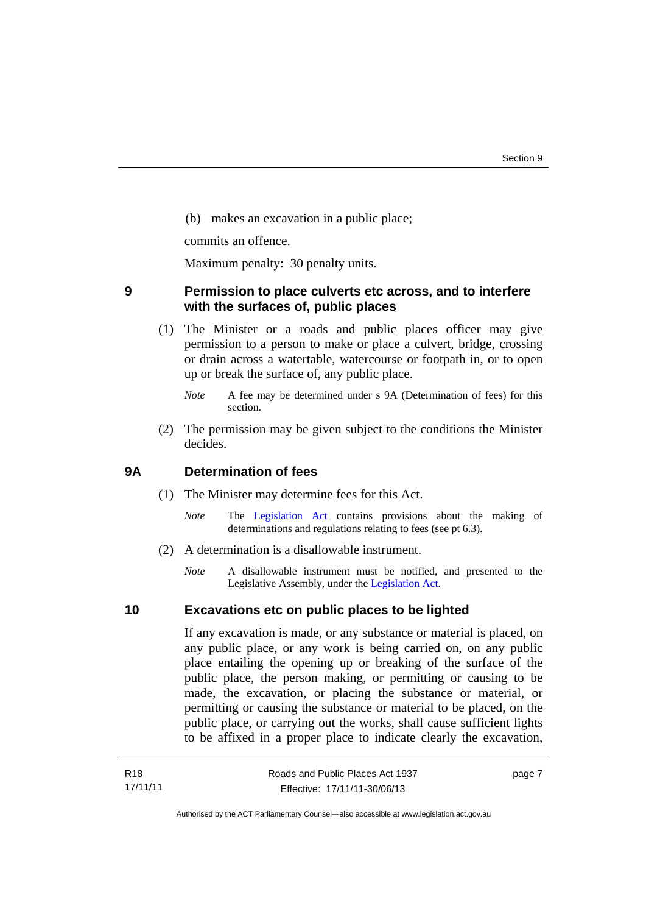(b) makes an excavation in a public place;

commits an offence.

Maximum penalty: 30 penalty units.

## 9 Permission to place culverts etc across, and to interfere with the surfaces of, public places

(1) The Minister or a roads and public places officer may give permission to a person to make or place a culvert, bridge, crossing or drain across a watertable, watercourse or footpath in, or to open up or break the surface of, any public place.

*Note* A fee may be determined under s 9A (Determination of fees) for this section.

(2) The permission may be given subject to the conditions the Minister decides.

## 9A Determination of fees

(1) The Minister may determine fees for this Act.

*Note* The Legislation Act contains provisions about the making of determinations and regulations relating to fees (see pt 6.3).

(2) A determination is a disallowable instrument.

*Note* A disallowable instrument must be notified, and presented to the Legislative Assembly, under the Legislation Act.

## 10 Excavations etc on public places to be lighted

If any excavation is made, or any substance or material is placed, on any public place, or any work is being carried on, on any public place entailing the opening up or breaking of the surface of the public place, the person making, or permitting or causing to be made, the excavation, or placing the substance or material, or permitting or causing the substance or material to be placed, on the public place, or carrying out the works, shall cause sufficient lights to be affixed in a proper place to indicate clearly the excavation,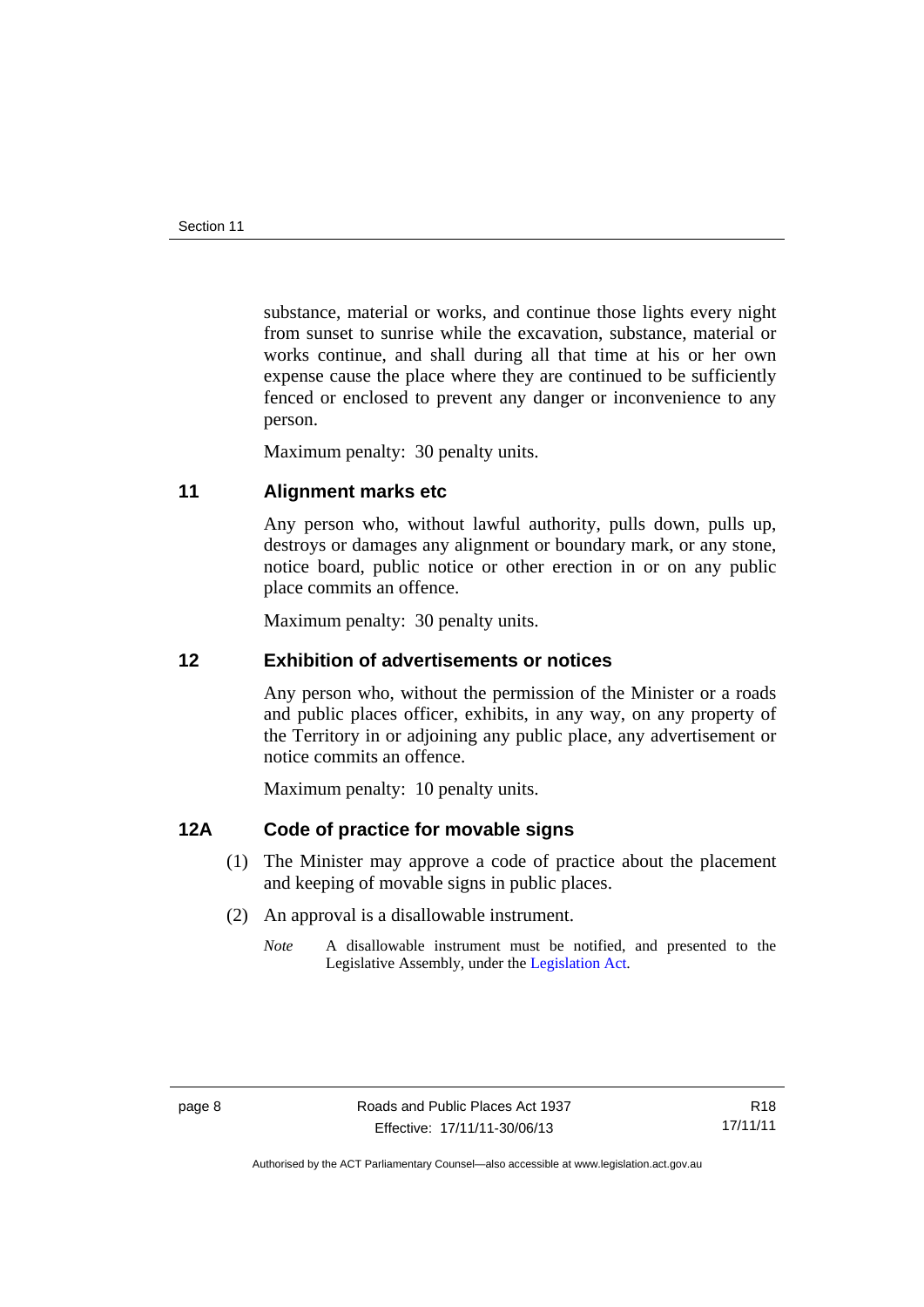substance, material or works, and continue those lights every night from sunset to sunrise while the excavation, substance, material or works continue, and shall during all that time at his or her own expense cause the place where they are continued to be sufficiently fenced or enclosed to prevent any danger or inconvenience to any person.

Maximum penalty: 30 penalty units.

## 11 Alignment marks etc

Any person who, without lawful authority, pulls down, pulls up, destroys or damages any alignment or boundary mark, or any stone, notice board, public notice or other erection in or on any public place commits an offence.

Maximum penalty: 30 penalty units.

## 12 Exhibition of advertisements or notices

Any person who, without the permission of the Minister or a roads and public places officer, exhibits, in any way, on any property of the Territory in or adjoining any public place, any advertisement or notice commits an offence.

Maximum penalty: 10 penalty units.

## 12A Code of practice for movable signs

(1) The Minister may approve a code of practice about the placement and keeping of movable signs in public places.

(2) An approval is a disallowable instrument.

*Note* A disallowable instrument must be notified, and presented to the Legislative Assembly, under the Legislation Act.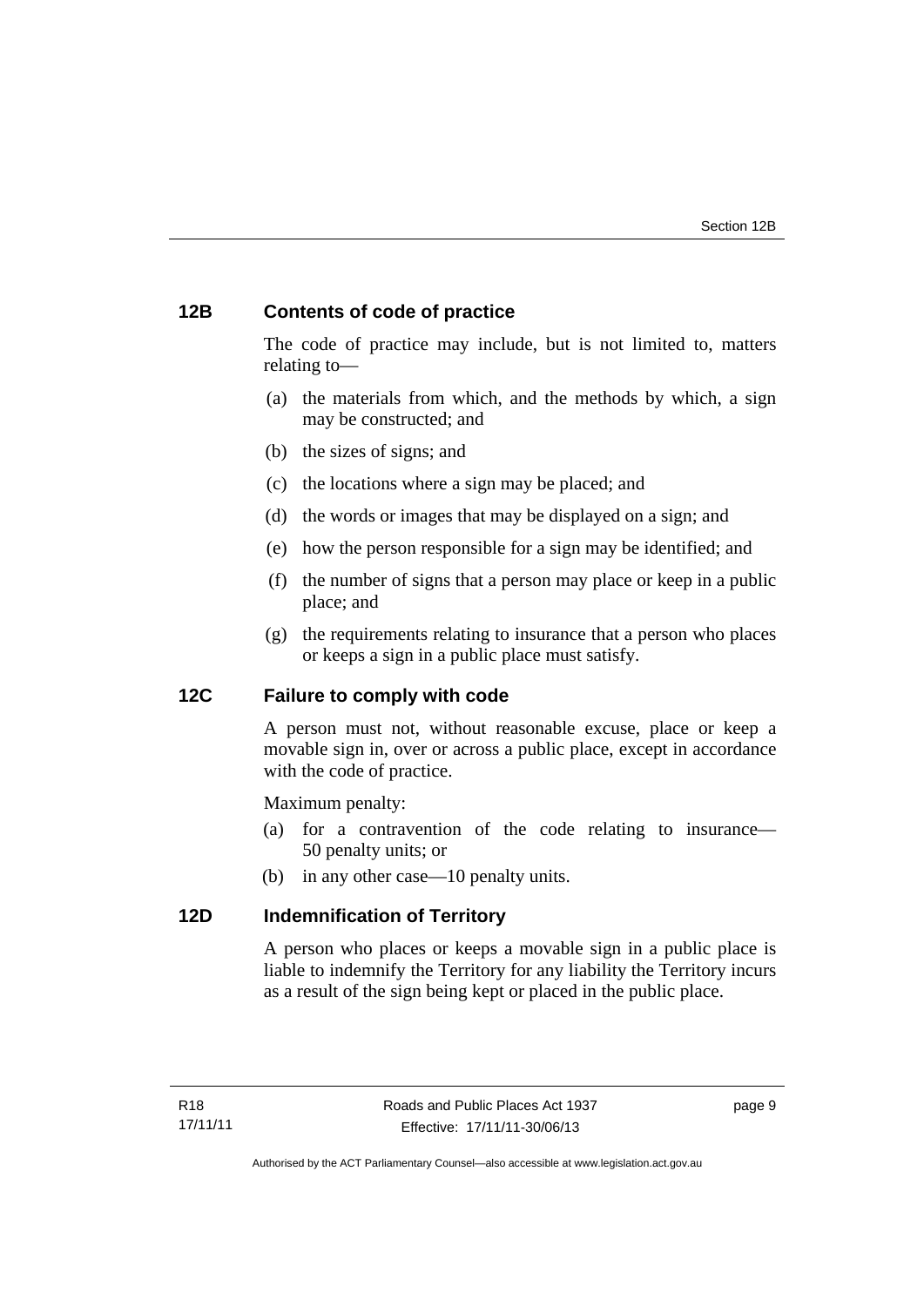## 12B Contents of code of practice

The code of practice may include, but is not limited to, matters relating to—

(a) the materials from which, and the methods by which, a sign may be constructed; and

(b) the sizes of signs; and

(c) the locations where a sign may be placed; and

(d) the words or images that may be displayed on a sign; and

(e) how the person responsible for a sign may be identified; and

(f) the number of signs that a person may place or keep in a public place; and

(g) the requirements relating to insurance that a person who places or keeps a sign in a public place must satisfy.

## 12C Failure to comply with code

A person must not, without reasonable excuse, place or keep a movable sign in, over or across a public place, except in accordance with the code of practice.

Maximum penalty:

(a) for a contravention of the code relating to insurance—50 penalty units; or

(b) in any other case—10 penalty units.

## 12D Indemnification of Territory

A person who places or keeps a movable sign in a public place is liable to indemnify the Territory for any liability the Territory incurs as a result of the sign being kept or placed in the public place.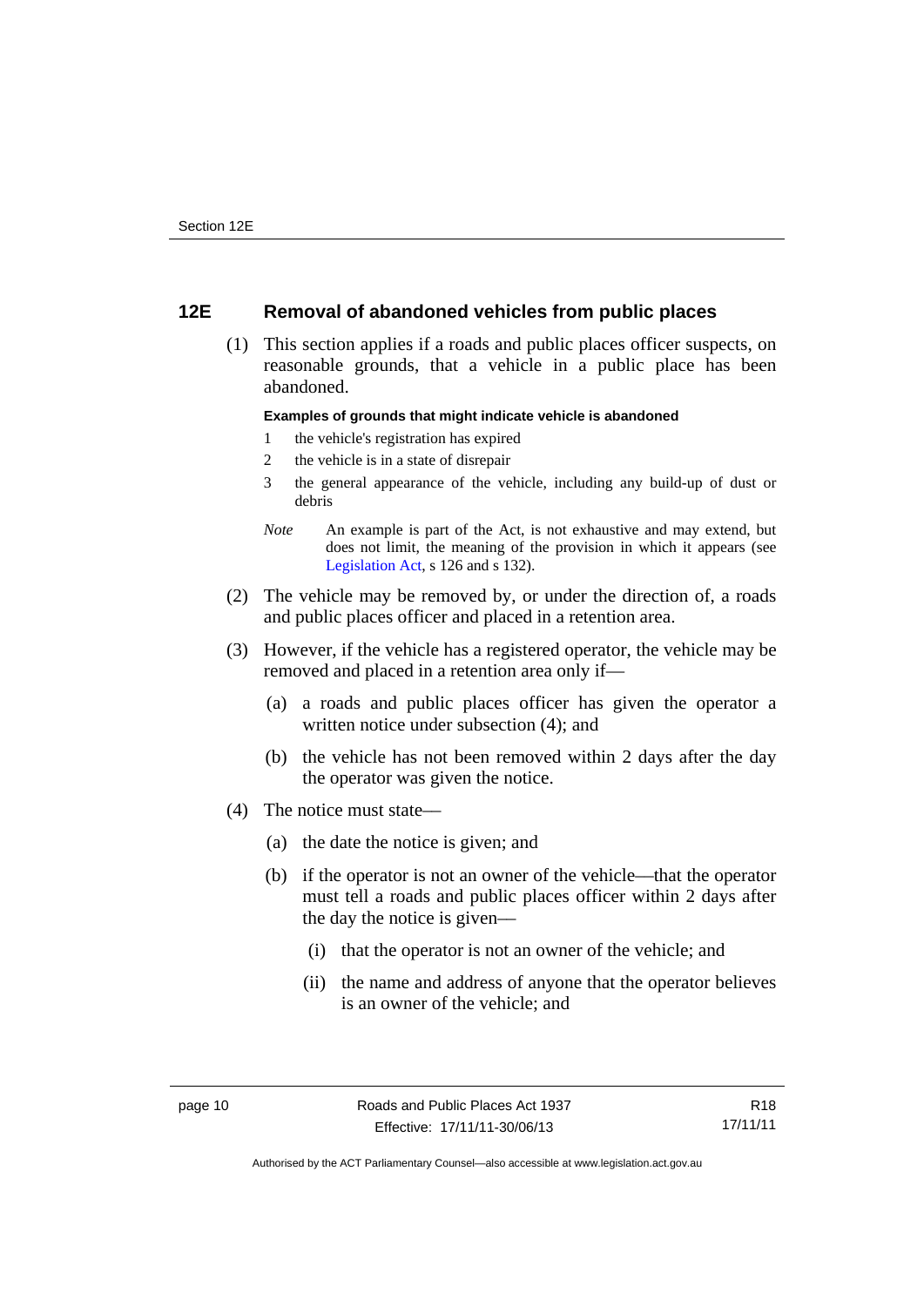## 12E Removal of abandoned vehicles from public places

(1) This section applies if a roads and public places officer suspects, on reasonable grounds, that a vehicle in a public place has been abandoned.

**Examples of grounds that might indicate vehicle is abandoned**

1 the vehicle's registration has expired

2 the vehicle is in a state of disrepair

3 the general appearance of the vehicle, including any build-up of dust or debris

*Note* An example is part of the Act, is not exhaustive and may extend, but does not limit, the meaning of the provision in which it appears (see Legislation Act, s 126 and s 132).

(2) The vehicle may be removed by, or under the direction of, a roads and public places officer and placed in a retention area.

(3) However, if the vehicle has a registered operator, the vehicle may be removed and placed in a retention area only if—

(a) a roads and public places officer has given the operator a written notice under subsection (4); and

(b) the vehicle has not been removed within 2 days after the day the operator was given the notice.

(4) The notice must state—

(a) the date the notice is given; and

(b) if the operator is not an owner of the vehicle—that the operator must tell a roads and public places officer within 2 days after the day the notice is given—

(i) that the operator is not an owner of the vehicle; and

(ii) the name and address of anyone that the operator believes is an owner of the vehicle; and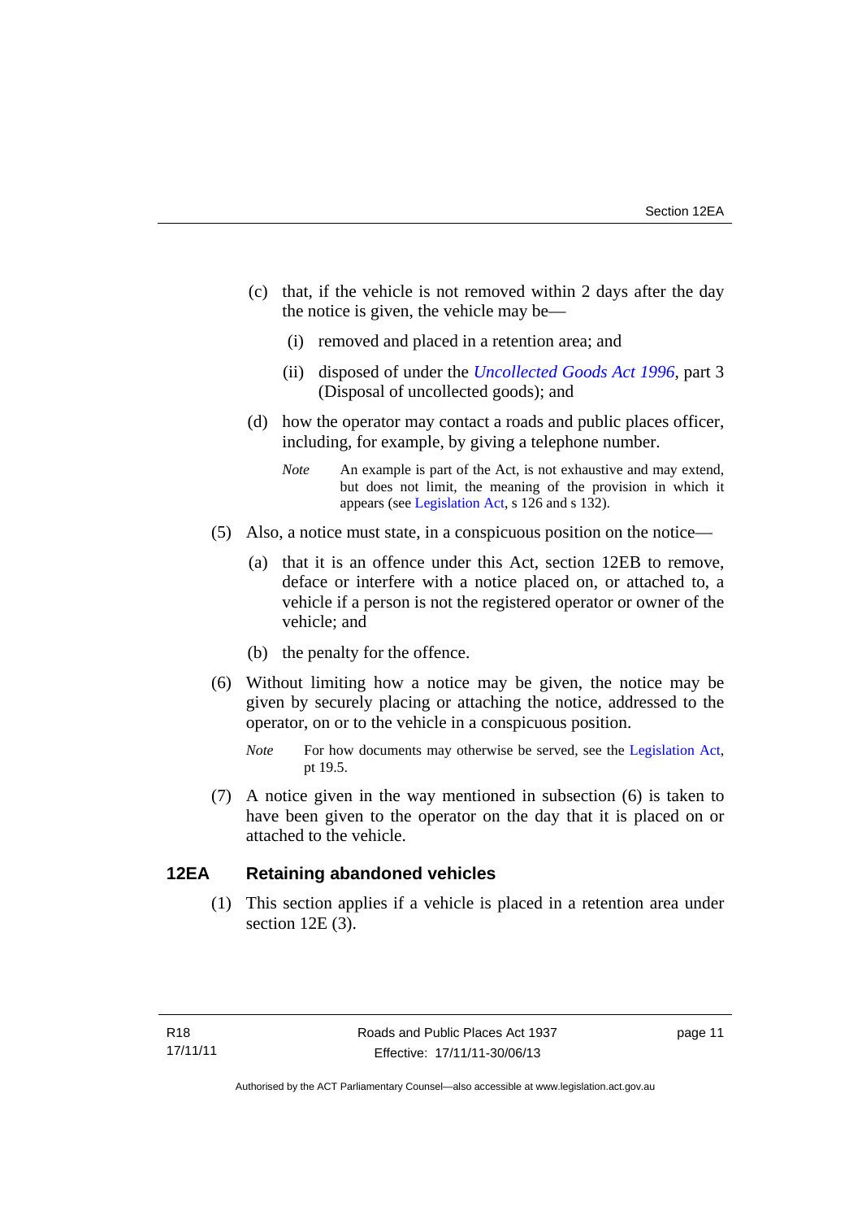(c) that, if the vehicle is not removed within 2 days after the day the notice is given, the vehicle may be—

(i) removed and placed in a retention area; and

(ii) disposed of under the *Uncollected Goods Act 1996*, part 3 (Disposal of uncollected goods); and

(d) how the operator may contact a roads and public places officer, including, for example, by giving a telephone number.

*Note* An example is part of the Act, is not exhaustive and may extend, but does not limit, the meaning of the provision in which it appears (see Legislation Act, s 126 and s 132).

(5) Also, a notice must state, in a conspicuous position on the notice—

(a) that it is an offence under this Act, section 12EB to remove, deface or interfere with a notice placed on, or attached to, a vehicle if a person is not the registered operator or owner of the vehicle; and

(b) the penalty for the offence.

(6) Without limiting how a notice may be given, the notice may be given by securely placing or attaching the notice, addressed to the operator, on or to the vehicle in a conspicuous position.

*Note* For how documents may otherwise be served, see the Legislation Act, pt 19.5.

(7) A notice given in the way mentioned in subsection (6) is taken to have been given to the operator on the day that it is placed on or attached to the vehicle.

### 12EA Retaining abandoned vehicles

(1) This section applies if a vehicle is placed in a retention area under section 12E (3).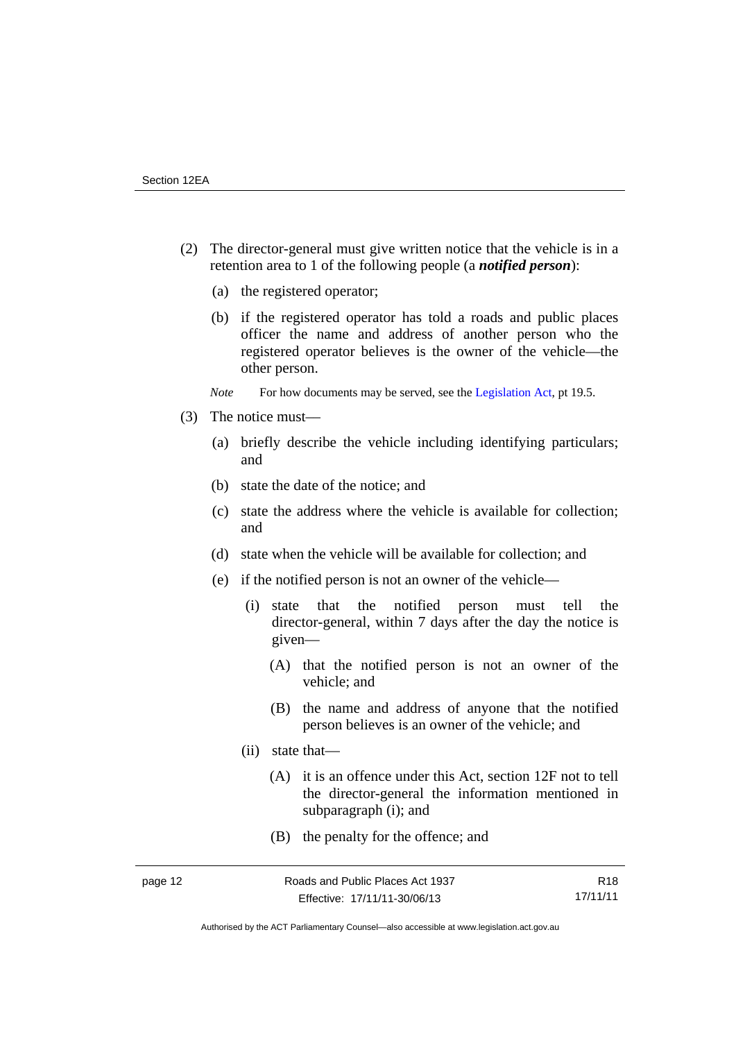(2) The director-general must give written notice that the vehicle is in a retention area to 1 of the following people (a ***notified person***):

(a) the registered operator;

(b) if the registered operator has told a roads and public places officer the name and address of another person who the registered operator believes is the owner of the vehicle—the other person.

*Note* For how documents may be served, see the Legislation Act, pt 19.5.

(3) The notice must—

(a) briefly describe the vehicle including identifying particulars; and

(b) state the date of the notice; and

(c) state the address where the vehicle is available for collection; and

(d) state when the vehicle will be available for collection; and

(e) if the notified person is not an owner of the vehicle—

(i) state that the notified person must tell the director-general, within 7 days after the day the notice is given—

(A) that the notified person is not an owner of the vehicle; and

(B) the name and address of anyone that the notified person believes is an owner of the vehicle; and

(ii) state that—

(A) it is an offence under this Act, section 12F not to tell the director-general the information mentioned in subparagraph (i); and

(B) the penalty for the offence; and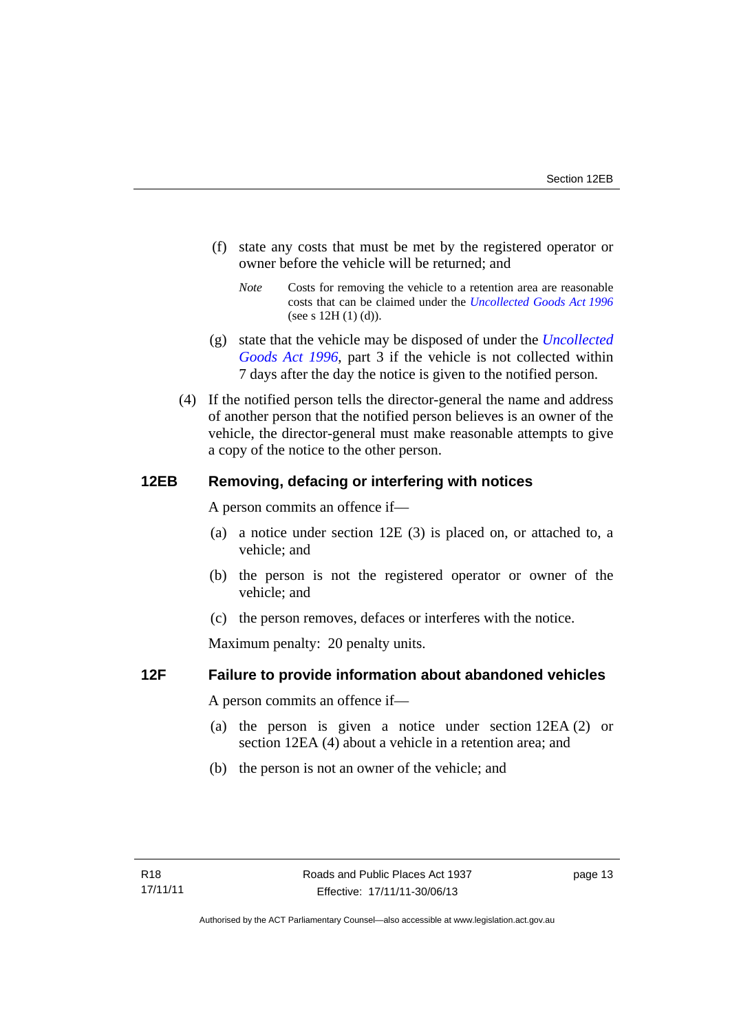(f) state any costs that must be met by the registered operator or owner before the vehicle will be returned; and

*Note* Costs for removing the vehicle to a retention area are reasonable costs that can be claimed under the *Uncollected Goods Act 1996* (see s 12H (1) (d)).

(g) state that the vehicle may be disposed of under the *Uncollected Goods Act 1996*, part 3 if the vehicle is not collected within 7 days after the day the notice is given to the notified person.

(4) If the notified person tells the director-general the name and address of another person that the notified person believes is an owner of the vehicle, the director-general must make reasonable attempts to give a copy of the notice to the other person.

## 12EB Removing, defacing or interfering with notices

A person commits an offence if—

(a) a notice under section 12E (3) is placed on, or attached to, a vehicle; and

(b) the person is not the registered operator or owner of the vehicle; and

(c) the person removes, defaces or interferes with the notice.

Maximum penalty: 20 penalty units.

## 12F Failure to provide information about abandoned vehicles

A person commits an offence if—

(a) the person is given a notice under section 12EA (2) or section 12EA (4) about a vehicle in a retention area; and

(b) the person is not an owner of the vehicle; and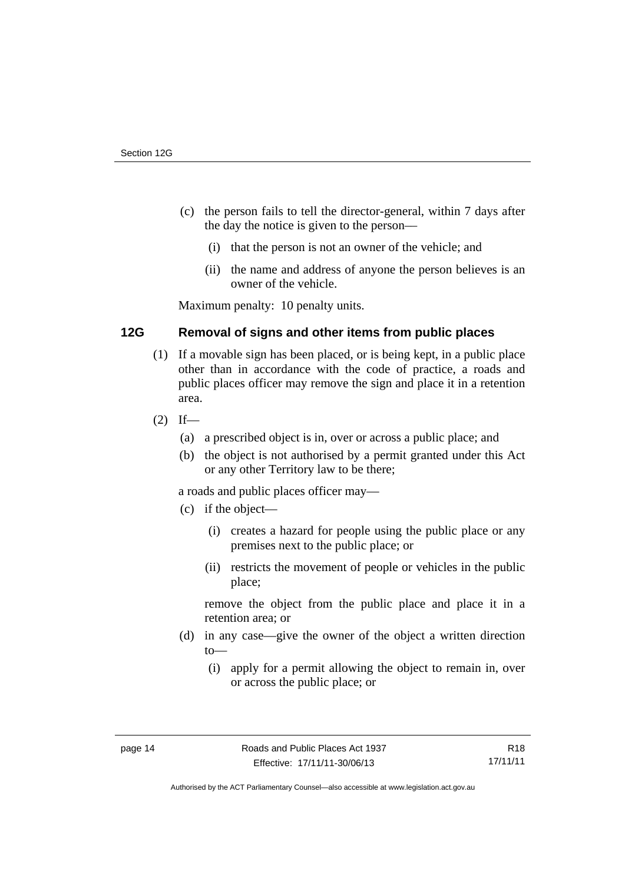(c) the person fails to tell the director-general, within 7 days after the day the notice is given to the person—

  (i) that the person is not an owner of the vehicle; and

  (ii) the name and address of anyone the person believes is an owner of the vehicle.

Maximum penalty: 10 penalty units.

### 12G Removal of signs and other items from public places

(1) If a movable sign has been placed, or is being kept, in a public place other than in accordance with the code of practice, a roads and public places officer may remove the sign and place it in a retention area.

(2) If—

  (a) a prescribed object is in, over or across a public place; and

  (b) the object is not authorised by a permit granted under this Act or any other Territory law to be there;

  a roads and public places officer may—

  (c) if the object—

    (i) creates a hazard for people using the public place or any premises next to the public place; or

    (ii) restricts the movement of people or vehicles in the public place;

    remove the object from the public place and place it in a retention area; or

  (d) in any case—give the owner of the object a written direction to—

    (i) apply for a permit allowing the object to remain in, over or across the public place; or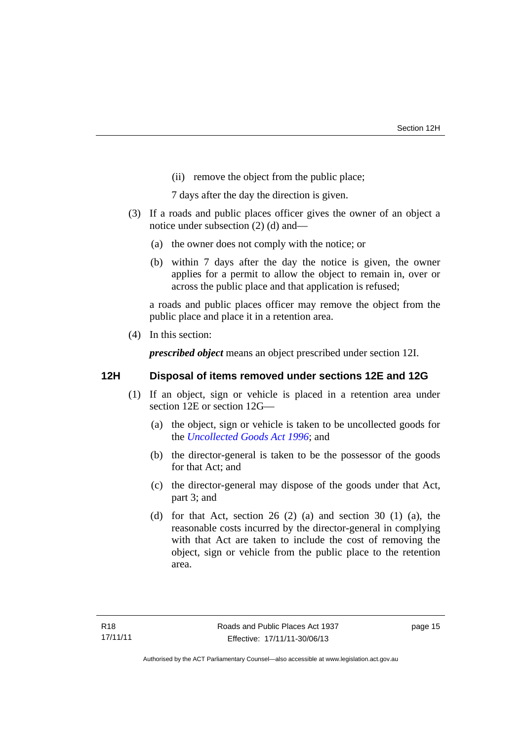(ii) remove the object from the public place;

7 days after the day the direction is given.

(3) If a roads and public places officer gives the owner of an object a notice under subsection (2) (d) and—

(a) the owner does not comply with the notice; or

(b) within 7 days after the day the notice is given, the owner applies for a permit to allow the object to remain in, over or across the public place and that application is refused;

a roads and public places officer may remove the object from the public place and place it in a retention area.

(4) In this section:

***prescribed object*** means an object prescribed under section 12I.

### 12H Disposal of items removed under sections 12E and 12G

(1) If an object, sign or vehicle is placed in a retention area under section 12E or section 12G—

(a) the object, sign or vehicle is taken to be uncollected goods for the *Uncollected Goods Act 1996*; and

(b) the director-general is taken to be the possessor of the goods for that Act; and

(c) the director-general may dispose of the goods under that Act, part 3; and

(d) for that Act, section 26 (2) (a) and section 30 (1) (a), the reasonable costs incurred by the director-general in complying with that Act are taken to include the cost of removing the object, sign or vehicle from the public place to the retention area.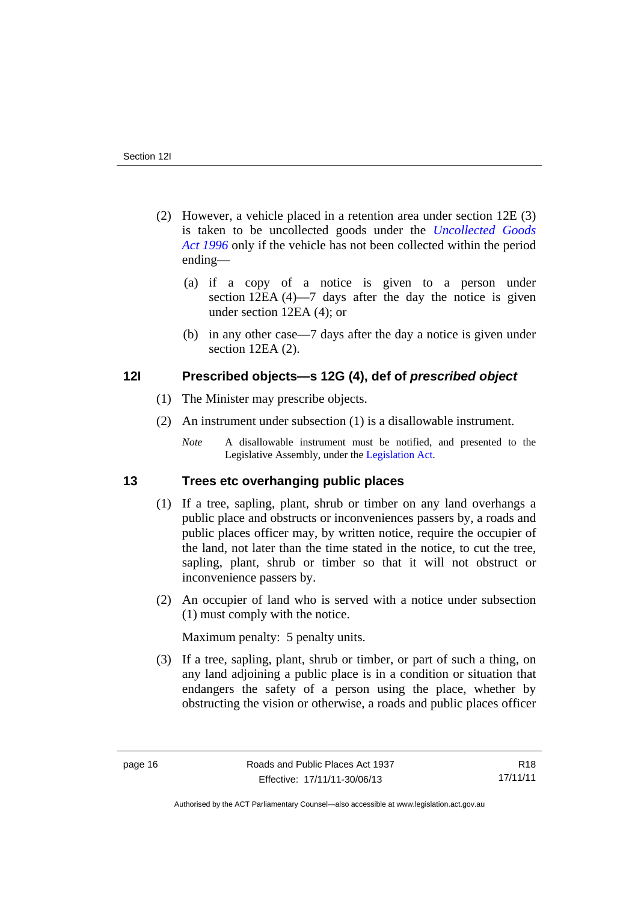(2) However, a vehicle placed in a retention area under section 12E (3) is taken to be uncollected goods under the *Uncollected Goods Act 1996* only if the vehicle has not been collected within the period ending—

(a) if a copy of a notice is given to a person under section 12EA (4)—7 days after the day the notice is given under section 12EA (4); or

(b) in any other case—7 days after the day a notice is given under section 12EA (2).

### 12I Prescribed objects—s 12G (4), def of *prescribed object*

(1) The Minister may prescribe objects.

(2) An instrument under subsection (1) is a disallowable instrument.

*Note* A disallowable instrument must be notified, and presented to the Legislative Assembly, under the Legislation Act.

### 13 Trees etc overhanging public places

(1) If a tree, sapling, plant, shrub or timber on any land overhangs a public place and obstructs or inconveniences passers by, a roads and public places officer may, by written notice, require the occupier of the land, not later than the time stated in the notice, to cut the tree, sapling, plant, shrub or timber so that it will not obstruct or inconvenience passers by.

(2) An occupier of land who is served with a notice under subsection (1) must comply with the notice.

Maximum penalty: 5 penalty units.

(3) If a tree, sapling, plant, shrub or timber, or part of such a thing, on any land adjoining a public place is in a condition or situation that endangers the safety of a person using the place, whether by obstructing the vision or otherwise, a roads and public places officer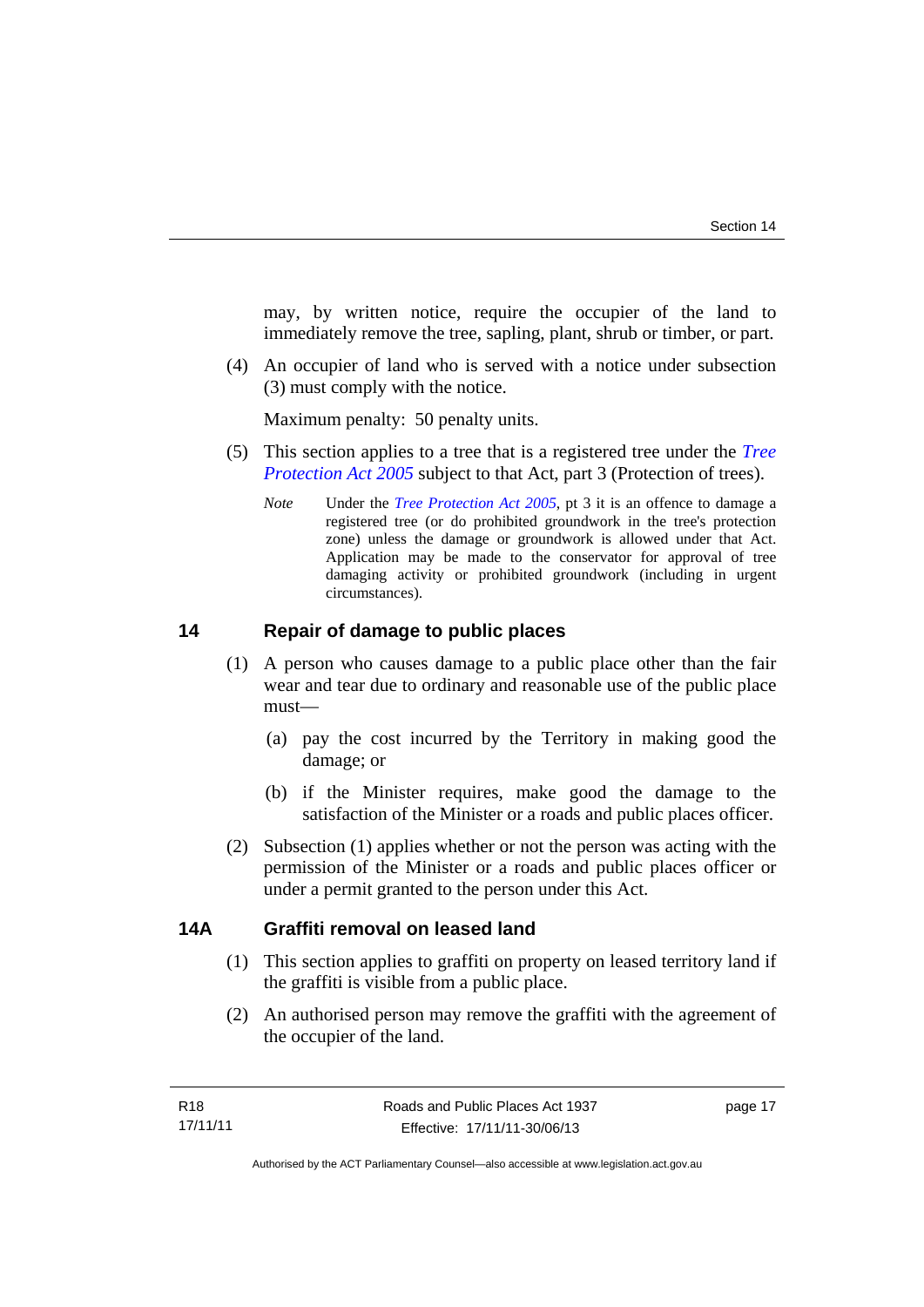may, by written notice, require the occupier of the land to immediately remove the tree, sapling, plant, shrub or timber, or part.

(4) An occupier of land who is served with a notice under subsection (3) must comply with the notice.

Maximum penalty: 50 penalty units.

(5) This section applies to a tree that is a registered tree under the *Tree Protection Act 2005* subject to that Act, part 3 (Protection of trees).

*Note* Under the *Tree Protection Act 2005*, pt 3 it is an offence to damage a registered tree (or do prohibited groundwork in the tree's protection zone) unless the damage or groundwork is allowed under that Act. Application may be made to the conservator for approval of tree damaging activity or prohibited groundwork (including in urgent circumstances).

## 14 Repair of damage to public places

(1) A person who causes damage to a public place other than the fair wear and tear due to ordinary and reasonable use of the public place must—

(a) pay the cost incurred by the Territory in making good the damage; or

(b) if the Minister requires, make good the damage to the satisfaction of the Minister or a roads and public places officer.

(2) Subsection (1) applies whether or not the person was acting with the permission of the Minister or a roads and public places officer or under a permit granted to the person under this Act.

## 14A Graffiti removal on leased land

(1) This section applies to graffiti on property on leased territory land if the graffiti is visible from a public place.

(2) An authorised person may remove the graffiti with the agreement of the occupier of the land.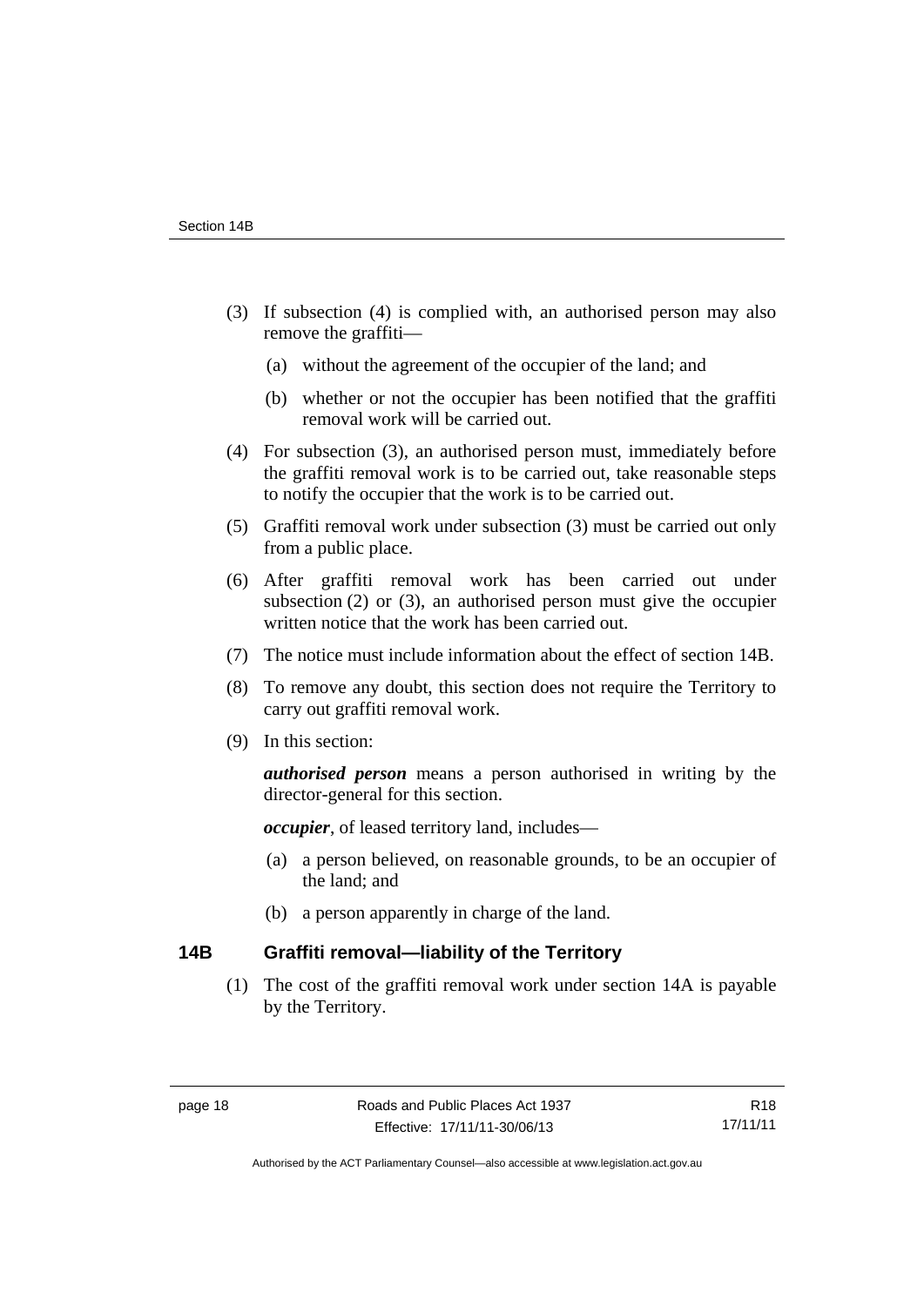(3) If subsection (4) is complied with, an authorised person may also remove the graffiti—

  (a) without the agreement of the occupier of the land; and

  (b) whether or not the occupier has been notified that the graffiti removal work will be carried out.

(4) For subsection (3), an authorised person must, immediately before the graffiti removal work is to be carried out, take reasonable steps to notify the occupier that the work is to be carried out.

(5) Graffiti removal work under subsection (3) must be carried out only from a public place.

(6) After graffiti removal work has been carried out under subsection (2) or (3), an authorised person must give the occupier written notice that the work has been carried out.

(7) The notice must include information about the effect of section 14B.

(8) To remove any doubt, this section does not require the Territory to carry out graffiti removal work.

(9) In this section:

***authorised person*** means a person authorised in writing by the director-general for this section.

***occupier***, of leased territory land, includes—

  (a) a person believed, on reasonable grounds, to be an occupier of the land; and

  (b) a person apparently in charge of the land.

## 14B Graffiti removal—liability of the Territory

(1) The cost of the graffiti removal work under section 14A is payable by the Territory.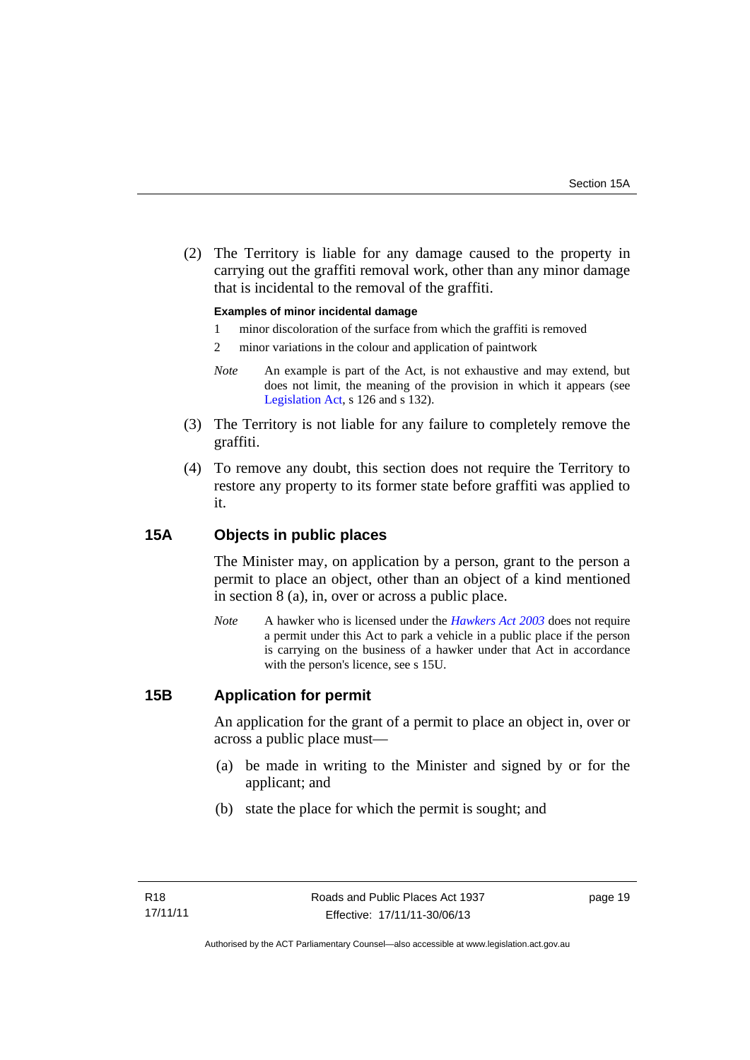(2) The Territory is liable for any damage caused to the property in carrying out the graffiti removal work, other than any minor damage that is incidental to the removal of the graffiti.

**Examples of minor incidental damage**

1 minor discoloration of the surface from which the graffiti is removed

2 minor variations in the colour and application of paintwork

*Note* An example is part of the Act, is not exhaustive and may extend, but does not limit, the meaning of the provision in which it appears (see Legislation Act, s 126 and s 132).

(3) The Territory is not liable for any failure to completely remove the graffiti.

(4) To remove any doubt, this section does not require the Territory to restore any property to its former state before graffiti was applied to it.

## 15A Objects in public places

The Minister may, on application by a person, grant to the person a permit to place an object, other than an object of a kind mentioned in section 8 (a), in, over or across a public place.

*Note* A hawker who is licensed under the *Hawkers Act 2003* does not require a permit under this Act to park a vehicle in a public place if the person is carrying on the business of a hawker under that Act in accordance with the person's licence, see s 15U.

## 15B Application for permit

An application for the grant of a permit to place an object in, over or across a public place must—

(a) be made in writing to the Minister and signed by or for the applicant; and

(b) state the place for which the permit is sought; and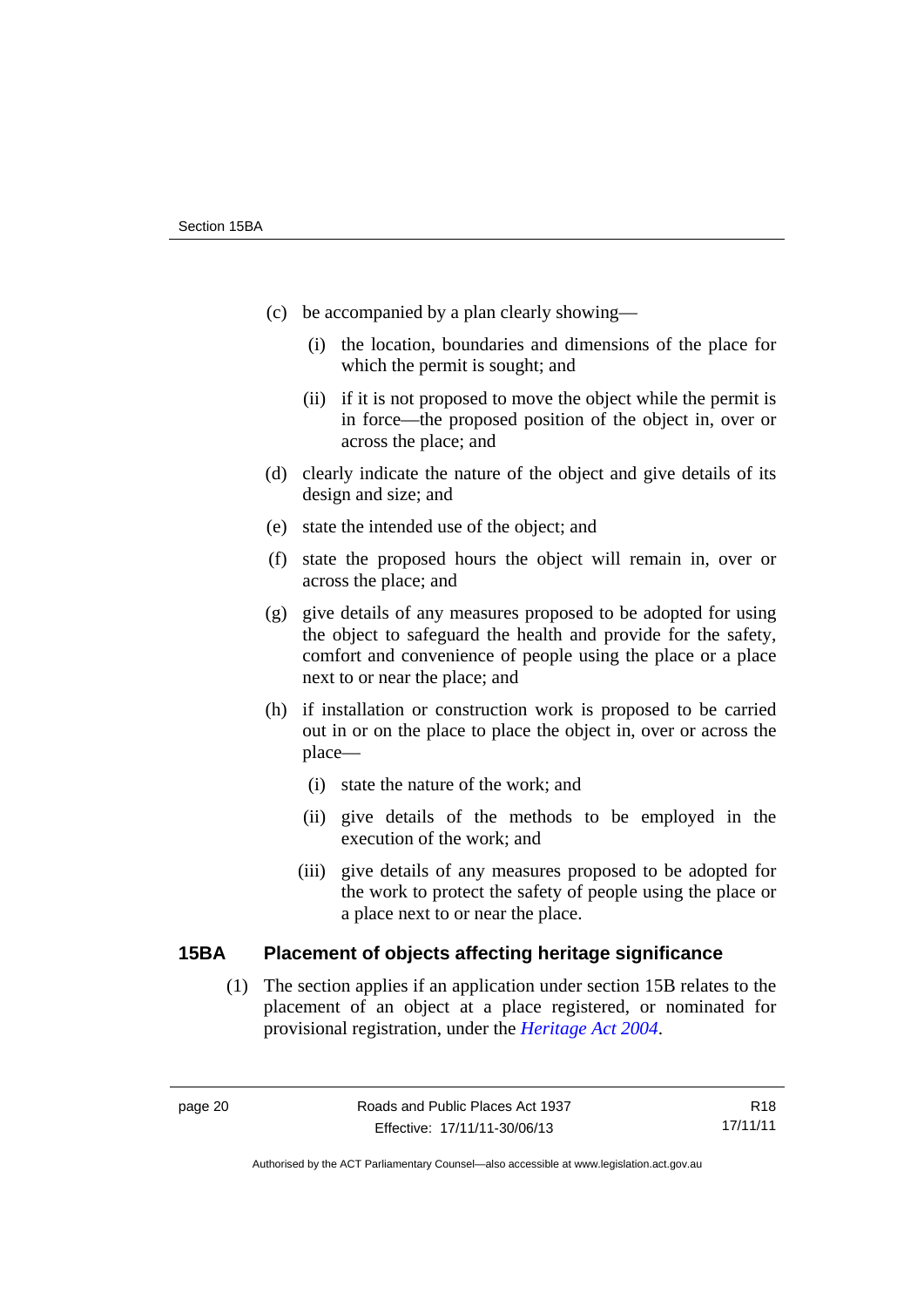(c) be accompanied by a plan clearly showing—

  (i) the location, boundaries and dimensions of the place for which the permit is sought; and

  (ii) if it is not proposed to move the object while the permit is in force—the proposed position of the object in, over or across the place; and

(d) clearly indicate the nature of the object and give details of its design and size; and

(e) state the intended use of the object; and

(f) state the proposed hours the object will remain in, over or across the place; and

(g) give details of any measures proposed to be adopted for using the object to safeguard the health and provide for the safety, comfort and convenience of people using the place or a place next to or near the place; and

(h) if installation or construction work is proposed to be carried out in or on the place to place the object in, over or across the place—

  (i) state the nature of the work; and

  (ii) give details of the methods to be employed in the execution of the work; and

  (iii) give details of any measures proposed to be adopted for the work to protect the safety of people using the place or a place next to or near the place.

## 15BA Placement of objects affecting heritage significance

(1) The section applies if an application under section 15B relates to the placement of an object at a place registered, or nominated for provisional registration, under the *Heritage Act 2004*.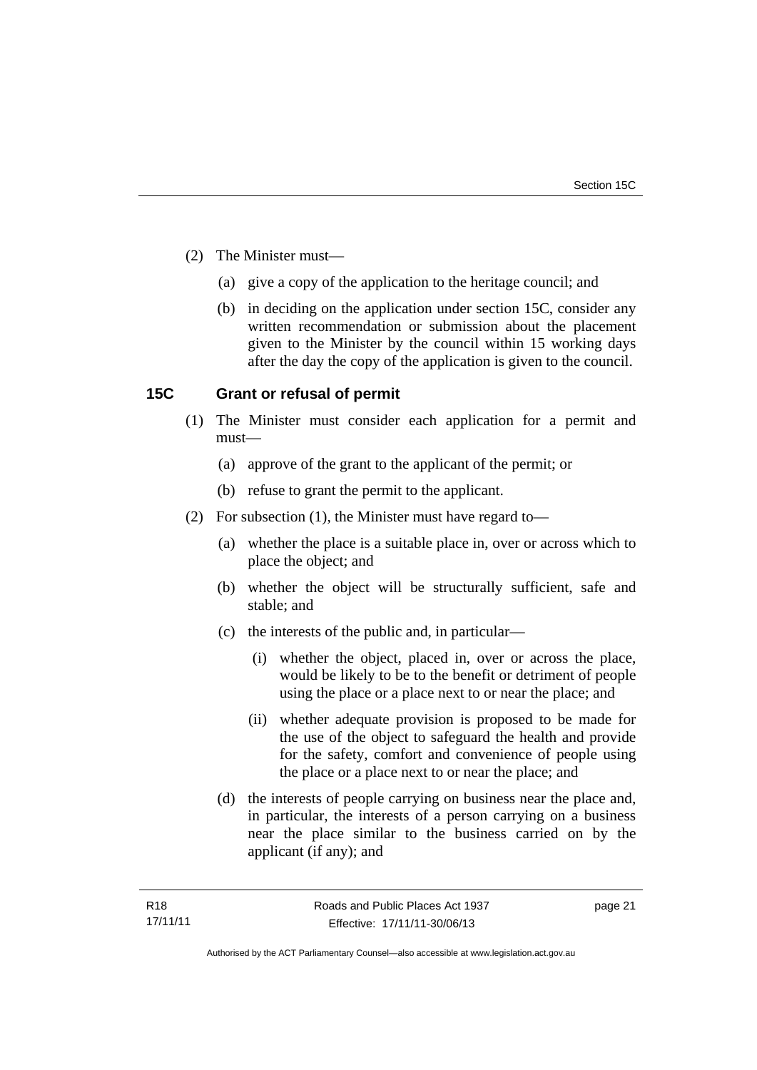(2) The Minister must—

(a) give a copy of the application to the heritage council; and

(b) in deciding on the application under section 15C, consider any written recommendation or submission about the placement given to the Minister by the council within 15 working days after the day the copy of the application is given to the council.

## 15C Grant or refusal of permit

(1) The Minister must consider each application for a permit and must—

(a) approve of the grant to the applicant of the permit; or

(b) refuse to grant the permit to the applicant.

(2) For subsection (1), the Minister must have regard to—

(a) whether the place is a suitable place in, over or across which to place the object; and

(b) whether the object will be structurally sufficient, safe and stable; and

(c) the interests of the public and, in particular—

(i) whether the object, placed in, over or across the place, would be likely to be to the benefit or detriment of people using the place or a place next to or near the place; and

(ii) whether adequate provision is proposed to be made for the use of the object to safeguard the health and provide for the safety, comfort and convenience of people using the place or a place next to or near the place; and

(d) the interests of people carrying on business near the place and, in particular, the interests of a person carrying on a business near the place similar to the business carried on by the applicant (if any); and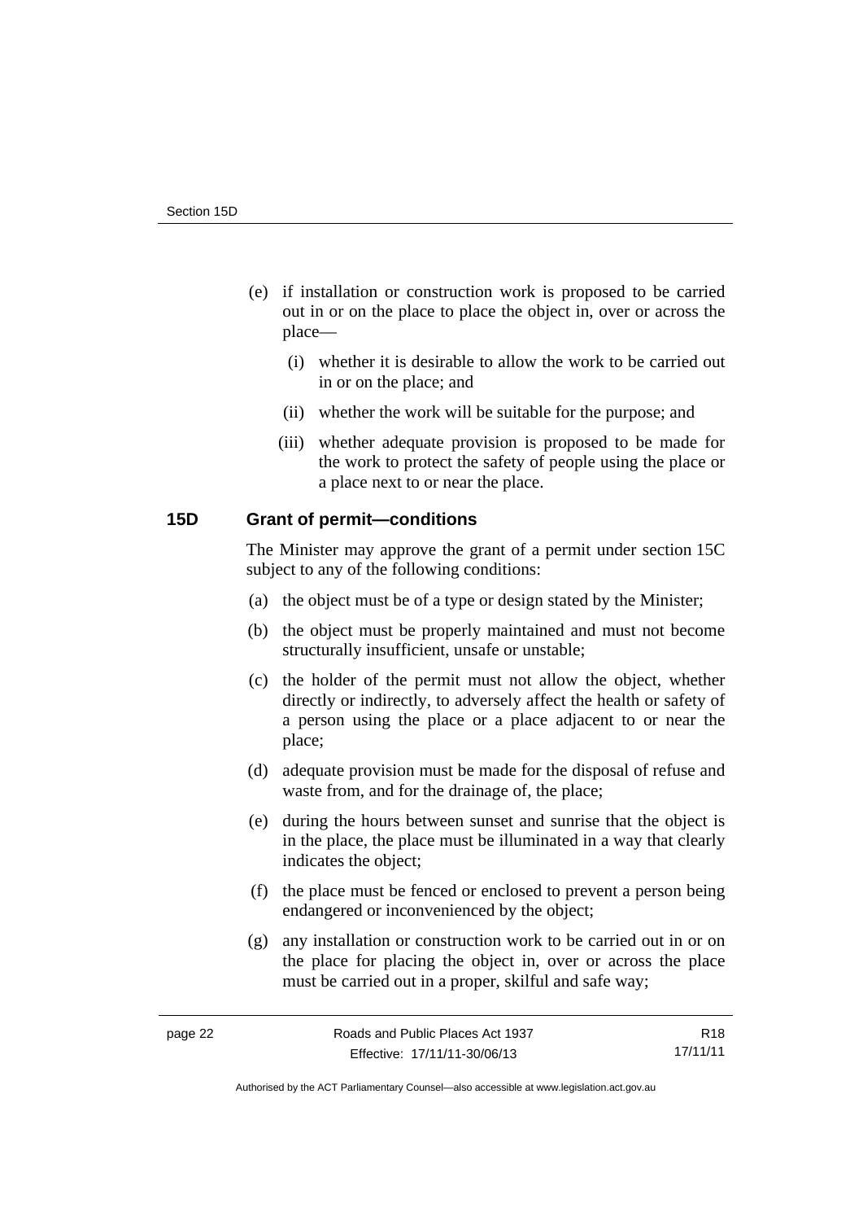(e) if installation or construction work is proposed to be carried out in or on the place to place the object in, over or across the place—

   (i) whether it is desirable to allow the work to be carried out in or on the place; and

   (ii) whether the work will be suitable for the purpose; and

   (iii) whether adequate provision is proposed to be made for the work to protect the safety of people using the place or a place next to or near the place.

### 15D Grant of permit—conditions

The Minister may approve the grant of a permit under section 15C subject to any of the following conditions:

(a) the object must be of a type or design stated by the Minister;

(b) the object must be properly maintained and must not become structurally insufficient, unsafe or unstable;

(c) the holder of the permit must not allow the object, whether directly or indirectly, to adversely affect the health or safety of a person using the place or a place adjacent to or near the place;

(d) adequate provision must be made for the disposal of refuse and waste from, and for the drainage of, the place;

(e) during the hours between sunset and sunrise that the object is in the place, the place must be illuminated in a way that clearly indicates the object;

(f) the place must be fenced or enclosed to prevent a person being endangered or inconvenienced by the object;

(g) any installation or construction work to be carried out in or on the place for placing the object in, over or across the place must be carried out in a proper, skilful and safe way;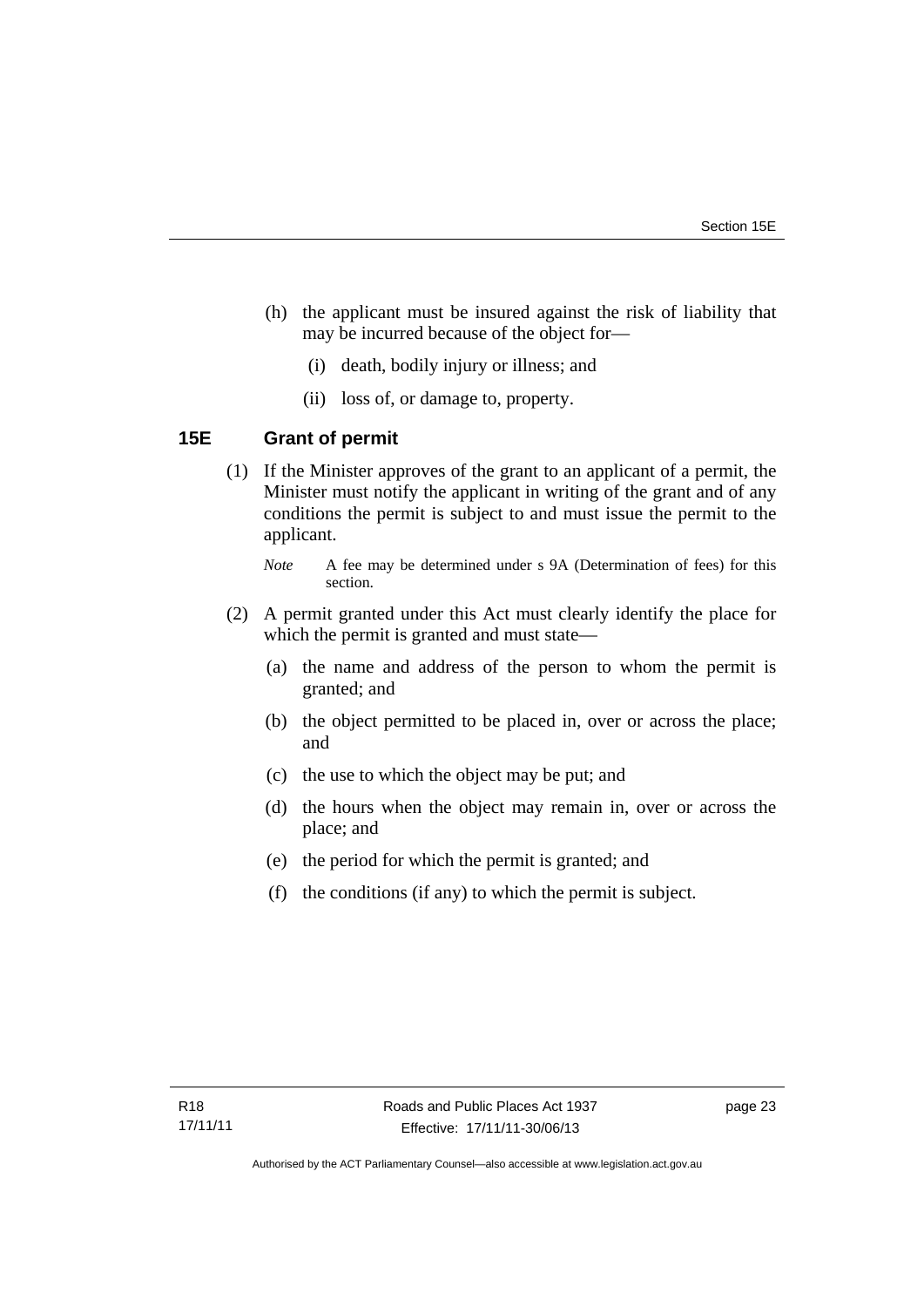(h) the applicant must be insured against the risk of liability that may be incurred because of the object for—

(i) death, bodily injury or illness; and

(ii) loss of, or damage to, property.

## 15E Grant of permit

(1) If the Minister approves of the grant to an applicant of a permit, the Minister must notify the applicant in writing of the grant and of any conditions the permit is subject to and must issue the permit to the applicant.

*Note* A fee may be determined under s 9A (Determination of fees) for this section.

(2) A permit granted under this Act must clearly identify the place for which the permit is granted and must state—

(a) the name and address of the person to whom the permit is granted; and

(b) the object permitted to be placed in, over or across the place; and

(c) the use to which the object may be put; and

(d) the hours when the object may remain in, over or across the place; and

(e) the period for which the permit is granted; and

(f) the conditions (if any) to which the permit is subject.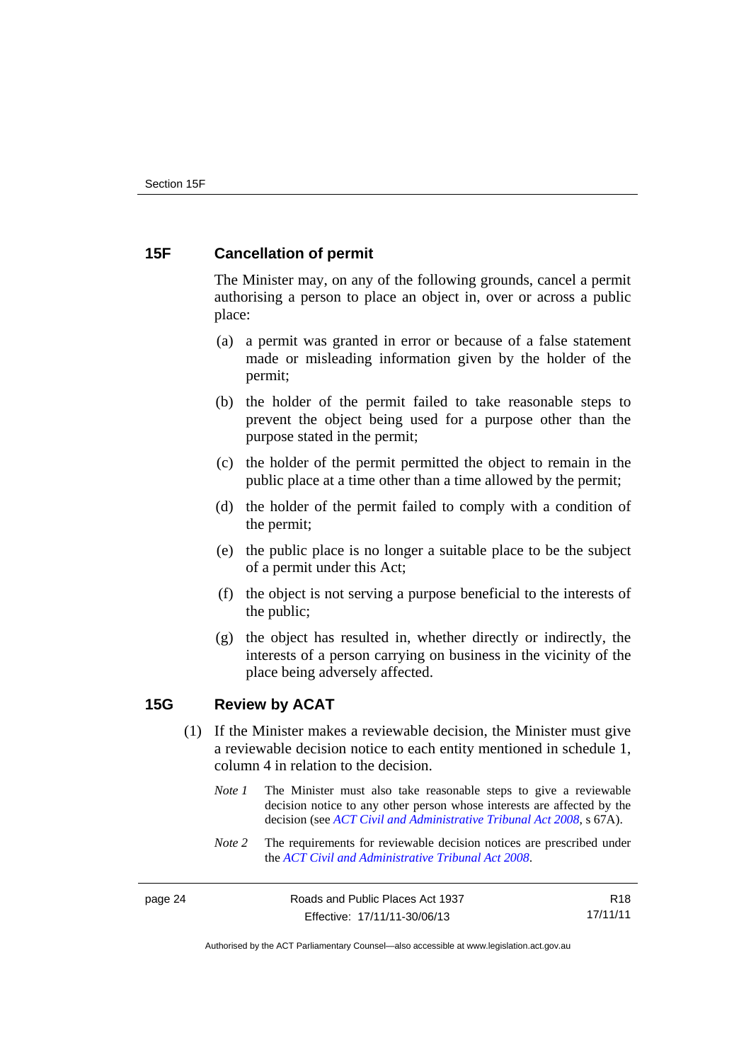## 15F Cancellation of permit

The Minister may, on any of the following grounds, cancel a permit authorising a person to place an object in, over or across a public place:

(a) a permit was granted in error or because of a false statement made or misleading information given by the holder of the permit;

(b) the holder of the permit failed to take reasonable steps to prevent the object being used for a purpose other than the purpose stated in the permit;

(c) the holder of the permit permitted the object to remain in the public place at a time other than a time allowed by the permit;

(d) the holder of the permit failed to comply with a condition of the permit;

(e) the public place is no longer a suitable place to be the subject of a permit under this Act;

(f) the object is not serving a purpose beneficial to the interests of the public;

(g) the object has resulted in, whether directly or indirectly, the interests of a person carrying on business in the vicinity of the place being adversely affected.

## 15G Review by ACAT

(1) If the Minister makes a reviewable decision, the Minister must give a reviewable decision notice to each entity mentioned in schedule 1, column 4 in relation to the decision.

*Note 1* The Minister must also take reasonable steps to give a reviewable decision notice to any other person whose interests are affected by the decision (see *ACT Civil and Administrative Tribunal Act 2008*, s 67A).

*Note 2* The requirements for reviewable decision notices are prescribed under the *ACT Civil and Administrative Tribunal Act 2008*.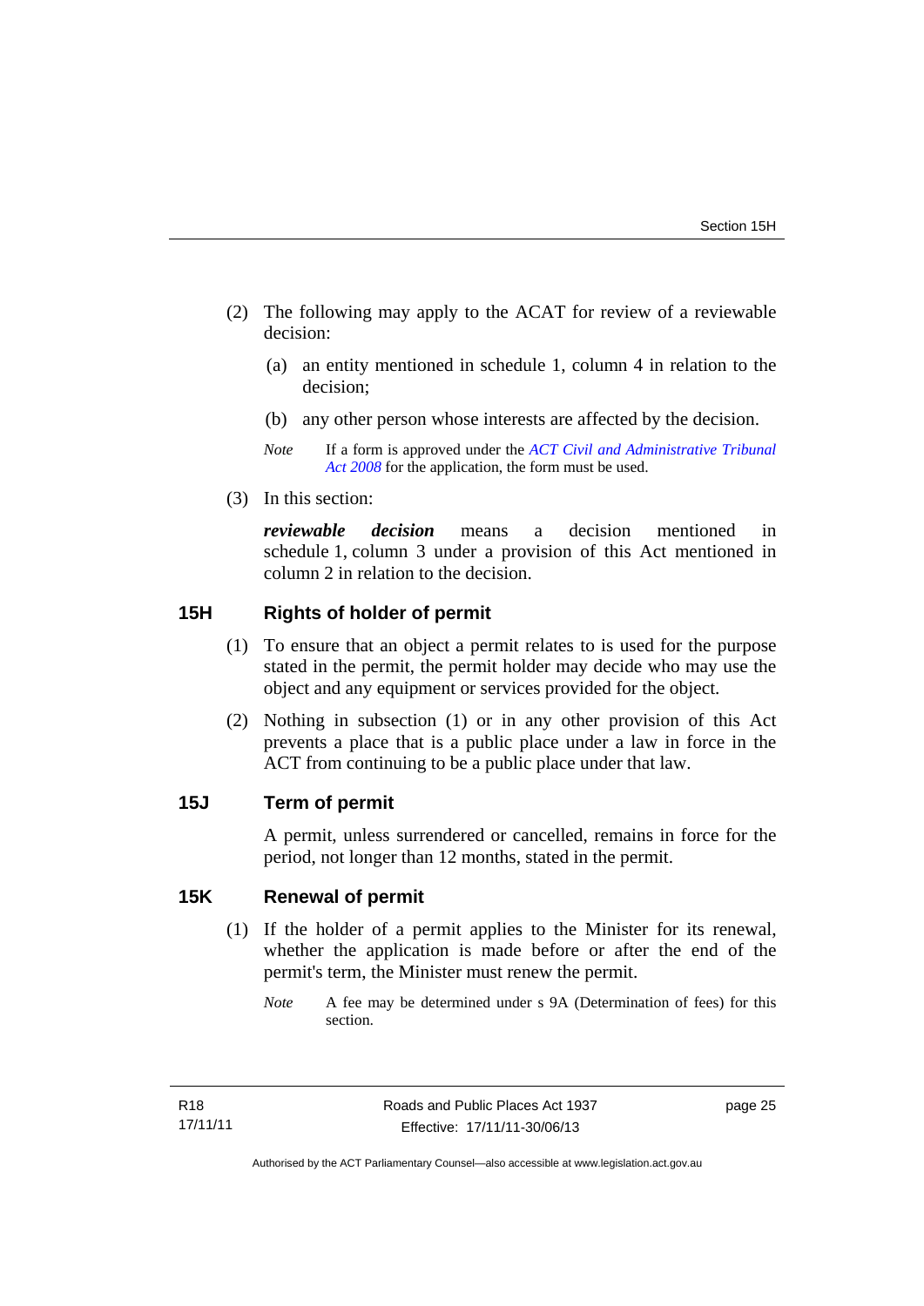(2) The following may apply to the ACAT for review of a reviewable decision:

(a) an entity mentioned in schedule 1, column 4 in relation to the decision;

(b) any other person whose interests are affected by the decision.

*Note* If a form is approved under the *ACT Civil and Administrative Tribunal Act 2008* for the application, the form must be used.

(3) In this section:

***reviewable decision*** means a decision mentioned in schedule 1, column 3 under a provision of this Act mentioned in column 2 in relation to the decision.

## 15H Rights of holder of permit

(1) To ensure that an object a permit relates to is used for the purpose stated in the permit, the permit holder may decide who may use the object and any equipment or services provided for the object.

(2) Nothing in subsection (1) or in any other provision of this Act prevents a place that is a public place under a law in force in the ACT from continuing to be a public place under that law.

## 15J Term of permit

A permit, unless surrendered or cancelled, remains in force for the period, not longer than 12 months, stated in the permit.

## 15K Renewal of permit

(1) If the holder of a permit applies to the Minister for its renewal, whether the application is made before or after the end of the permit's term, the Minister must renew the permit.

*Note* A fee may be determined under s 9A (Determination of fees) for this section.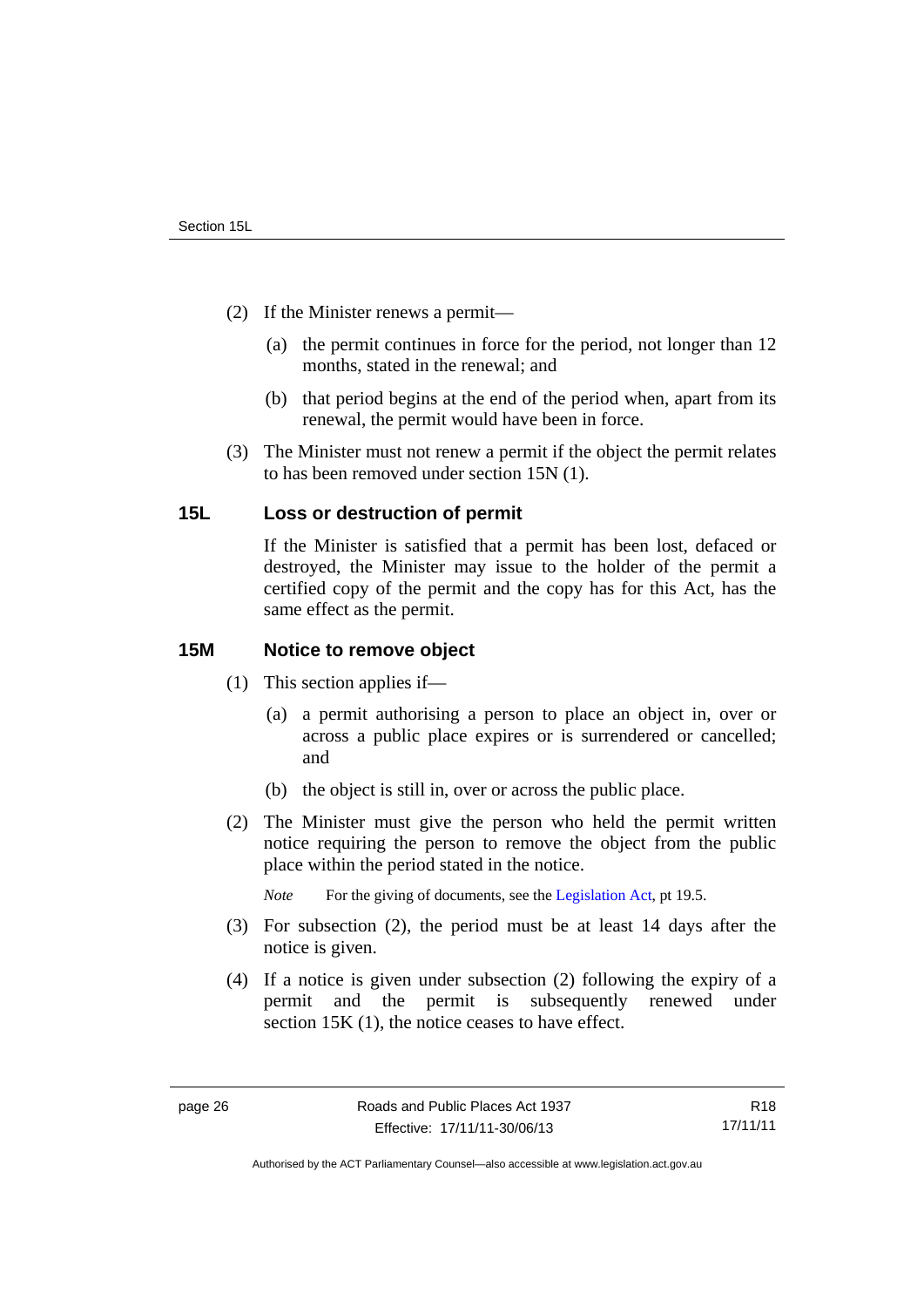(2) If the Minister renews a permit—

(a) the permit continues in force for the period, not longer than 12 months, stated in the renewal; and

(b) that period begins at the end of the period when, apart from its renewal, the permit would have been in force.

(3) The Minister must not renew a permit if the object the permit relates to has been removed under section 15N (1).

### 15L Loss or destruction of permit

If the Minister is satisfied that a permit has been lost, defaced or destroyed, the Minister may issue to the holder of the permit a certified copy of the permit and the copy has for this Act, has the same effect as the permit.

### 15M Notice to remove object

(1) This section applies if—

(a) a permit authorising a person to place an object in, over or across a public place expires or is surrendered or cancelled; and

(b) the object is still in, over or across the public place.

(2) The Minister must give the person who held the permit written notice requiring the person to remove the object from the public place within the period stated in the notice.

*Note* For the giving of documents, see the Legislation Act, pt 19.5.

(3) For subsection (2), the period must be at least 14 days after the notice is given.

(4) If a notice is given under subsection (2) following the expiry of a permit and the permit is subsequently renewed under section 15K (1), the notice ceases to have effect.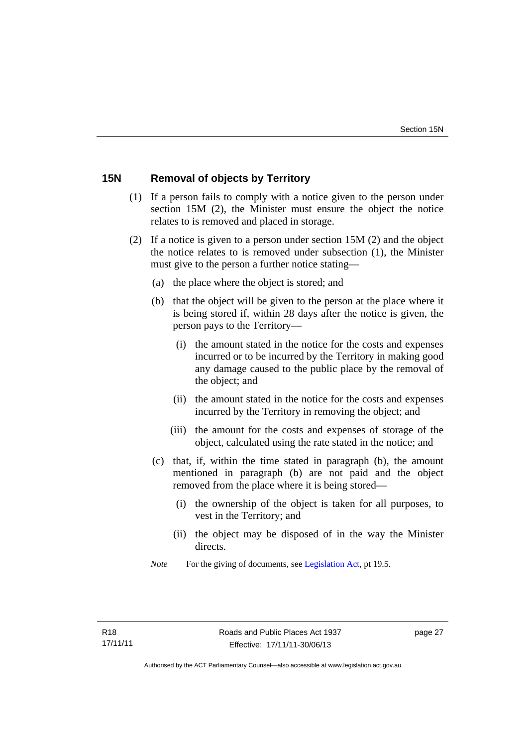## 15N Removal of objects by Territory

(1) If a person fails to comply with a notice given to the person under section 15M (2), the Minister must ensure the object the notice relates to is removed and placed in storage.

(2) If a notice is given to a person under section 15M (2) and the object the notice relates to is removed under subsection (1), the Minister must give to the person a further notice stating—

(a) the place where the object is stored; and

(b) that the object will be given to the person at the place where it is being stored if, within 28 days after the notice is given, the person pays to the Territory—

(i) the amount stated in the notice for the costs and expenses incurred or to be incurred by the Territory in making good any damage caused to the public place by the removal of the object; and

(ii) the amount stated in the notice for the costs and expenses incurred by the Territory in removing the object; and

(iii) the amount for the costs and expenses of storage of the object, calculated using the rate stated in the notice; and

(c) that, if, within the time stated in paragraph (b), the amount mentioned in paragraph (b) are not paid and the object removed from the place where it is being stored—

(i) the ownership of the object is taken for all purposes, to vest in the Territory; and

(ii) the object may be disposed of in the way the Minister directs.

*Note* For the giving of documents, see Legislation Act, pt 19.5.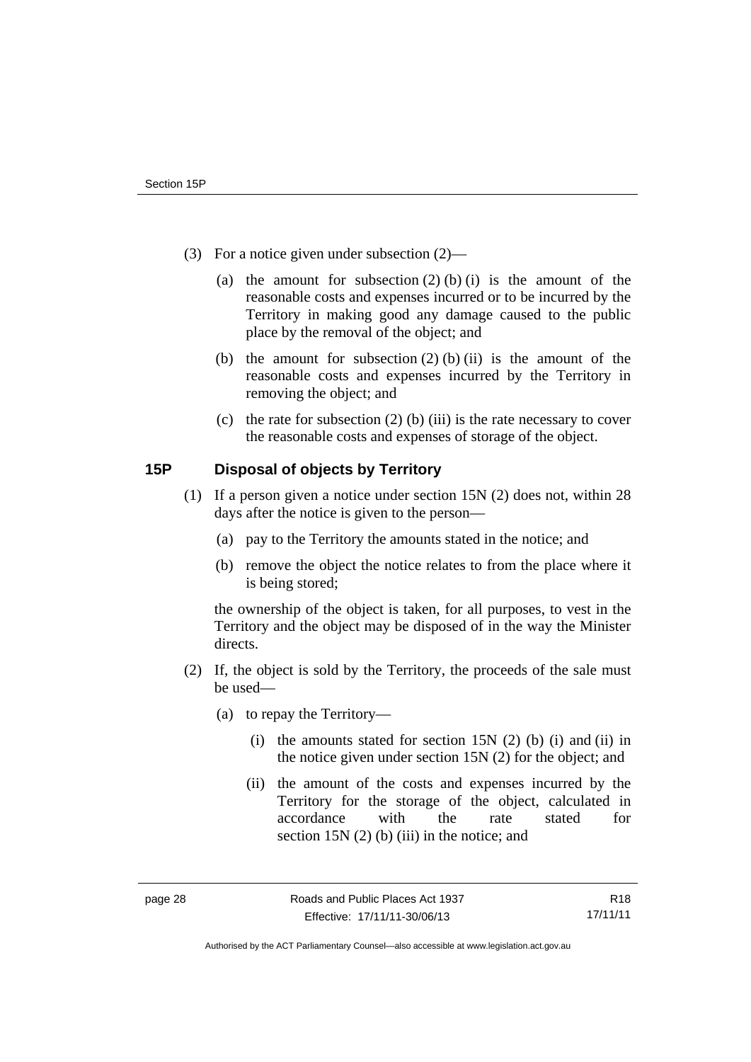(3) For a notice given under subsection (2)—

(a) the amount for subsection (2) (b) (i) is the amount of the reasonable costs and expenses incurred or to be incurred by the Territory in making good any damage caused to the public place by the removal of the object; and

(b) the amount for subsection (2) (b) (ii) is the amount of the reasonable costs and expenses incurred by the Territory in removing the object; and

(c) the rate for subsection (2) (b) (iii) is the rate necessary to cover the reasonable costs and expenses of storage of the object.

### 15P Disposal of objects by Territory

(1) If a person given a notice under section 15N (2) does not, within 28 days after the notice is given to the person—

(a) pay to the Territory the amounts stated in the notice; and

(b) remove the object the notice relates to from the place where it is being stored;

the ownership of the object is taken, for all purposes, to vest in the Territory and the object may be disposed of in the way the Minister directs.

(2) If, the object is sold by the Territory, the proceeds of the sale must be used—

(a) to repay the Territory—

(i) the amounts stated for section 15N (2) (b) (i) and (ii) in the notice given under section 15N (2) for the object; and

(ii) the amount of the costs and expenses incurred by the Territory for the storage of the object, calculated in accordance with the rate stated for section 15N (2) (b) (iii) in the notice; and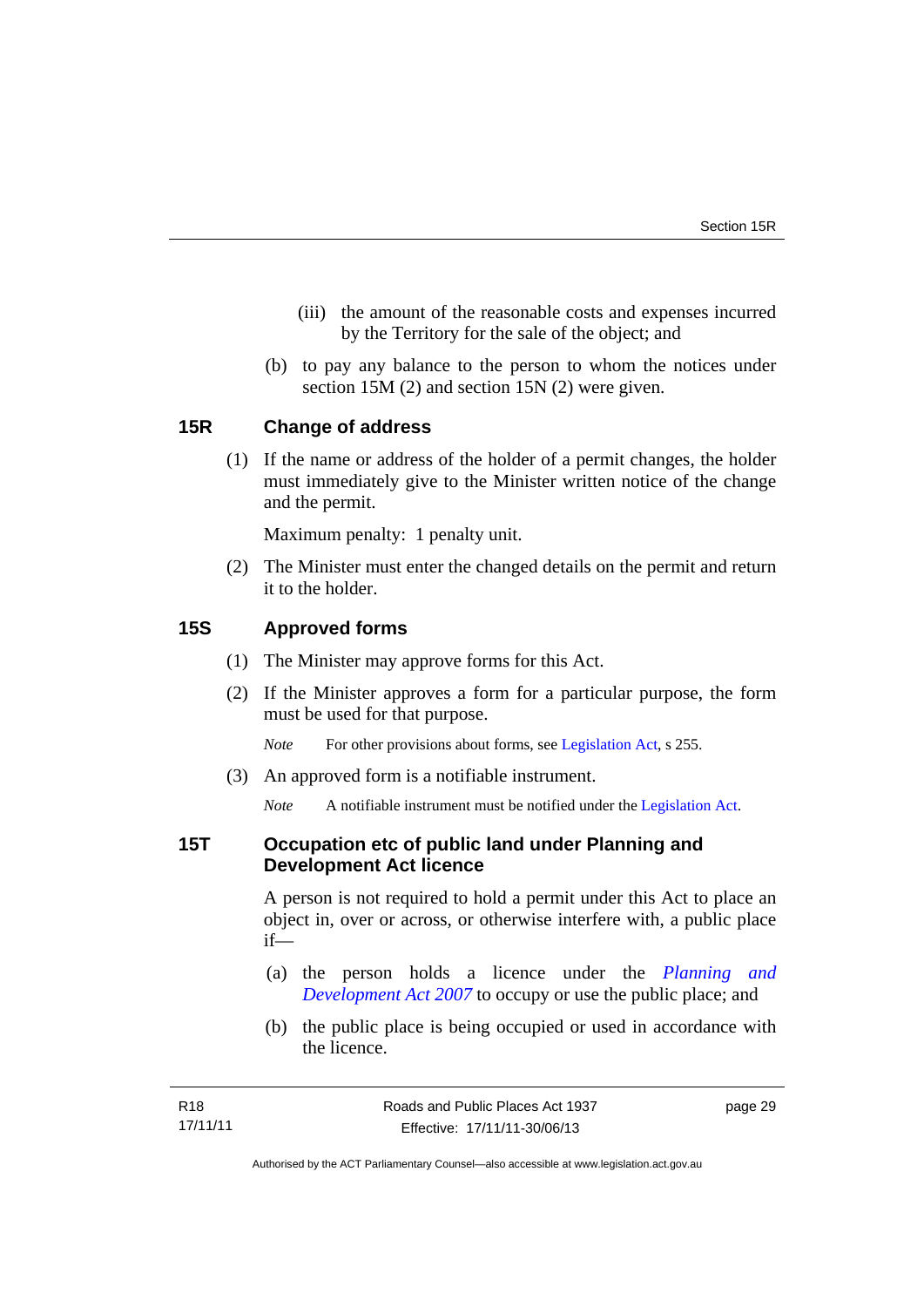(iii) the amount of the reasonable costs and expenses incurred by the Territory for the sale of the object; and

(b) to pay any balance to the person to whom the notices under section 15M (2) and section 15N (2) were given.

## 15R Change of address

(1) If the name or address of the holder of a permit changes, the holder must immediately give to the Minister written notice of the change and the permit.

Maximum penalty: 1 penalty unit.

(2) The Minister must enter the changed details on the permit and return it to the holder.

## 15S Approved forms

(1) The Minister may approve forms for this Act.

(2) If the Minister approves a form for a particular purpose, the form must be used for that purpose.

*Note* For other provisions about forms, see Legislation Act, s 255.

(3) An approved form is a notifiable instrument.

*Note* A notifiable instrument must be notified under the Legislation Act.

## 15T Occupation etc of public land under Planning and Development Act licence

A person is not required to hold a permit under this Act to place an object in, over or across, or otherwise interfere with, a public place if—

(a) the person holds a licence under the *Planning and Development Act 2007* to occupy or use the public place; and

(b) the public place is being occupied or used in accordance with the licence.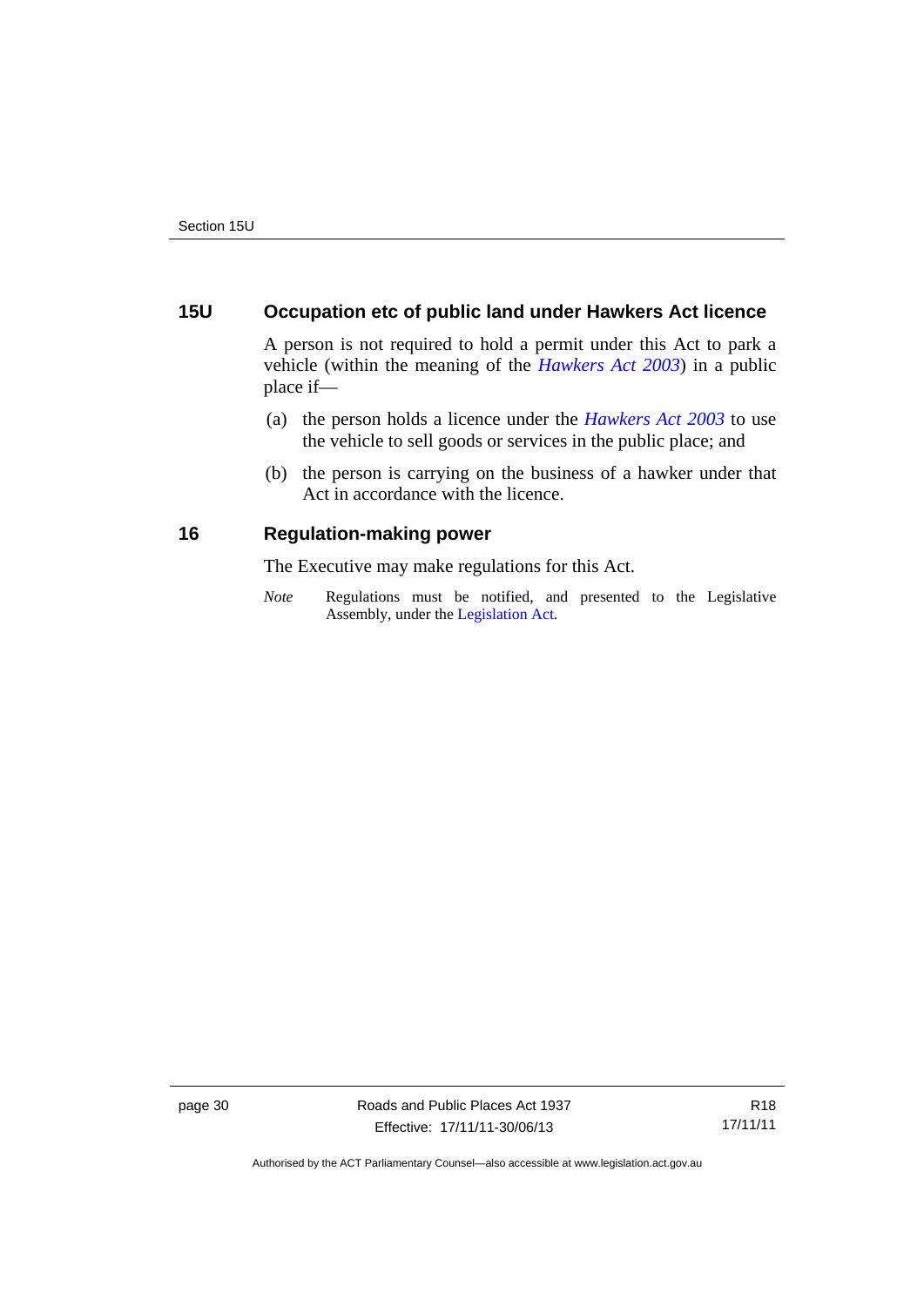## 15U Occupation etc of public land under Hawkers Act licence

A person is not required to hold a permit under this Act to park a vehicle (within the meaning of the *Hawkers Act 2003*) in a public place if—

(a) the person holds a licence under the *Hawkers Act 2003* to use the vehicle to sell goods or services in the public place; and

(b) the person is carrying on the business of a hawker under that Act in accordance with the licence.

## 16 Regulation-making power

The Executive may make regulations for this Act.

*Note* Regulations must be notified, and presented to the Legislative Assembly, under the Legislation Act.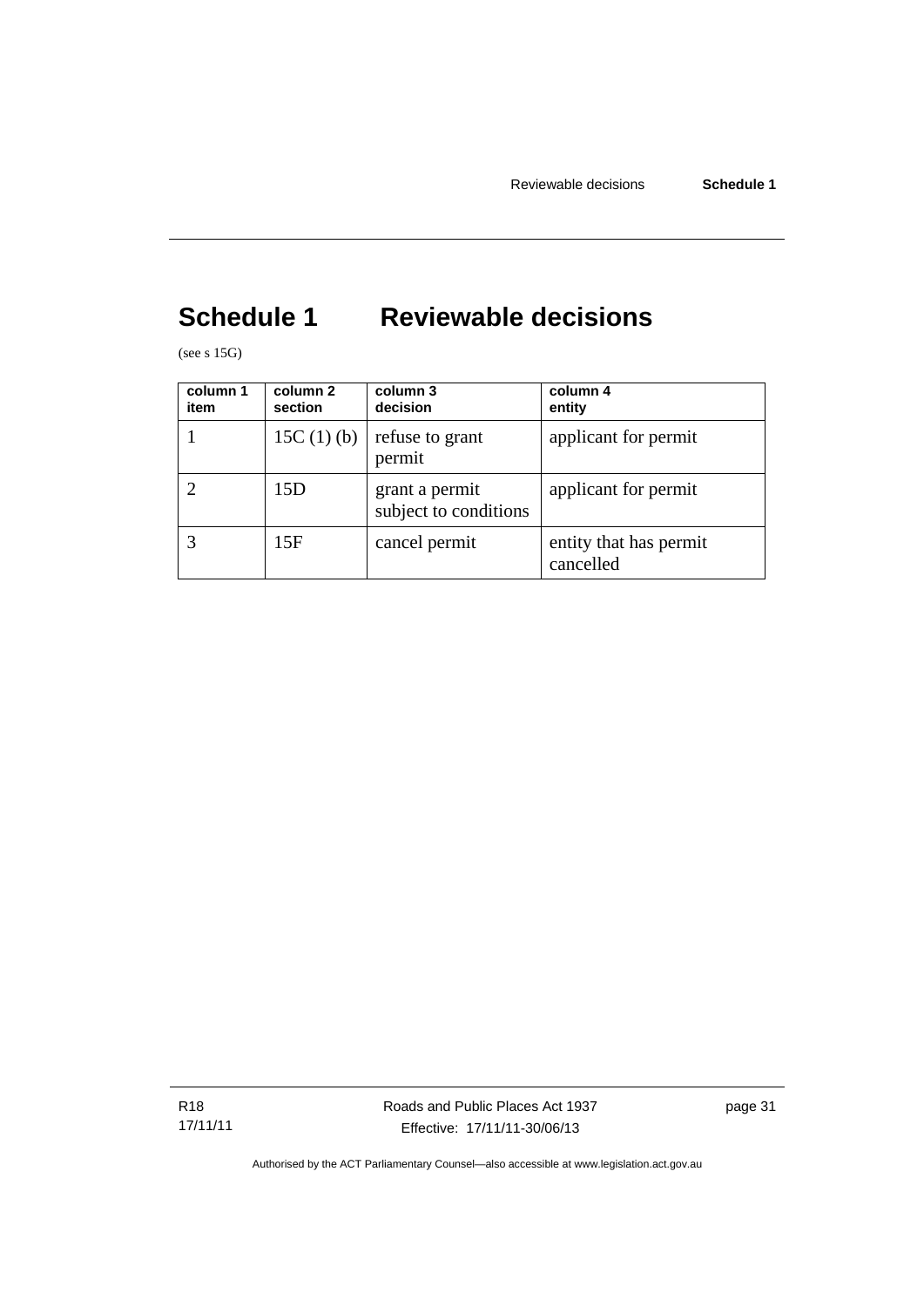# Schedule 1 Reviewable decisions

(see s 15G)

| column 1 item | column 2 section | column 3 decision | column 4 entity |
|---|---|---|---|
| 1 | 15C (1) (b) | refuse to grant permit | applicant for permit |
| 2 | 15D | grant a permit subject to conditions | applicant for permit |
| 3 | 15F | cancel permit | entity that has permit cancelled |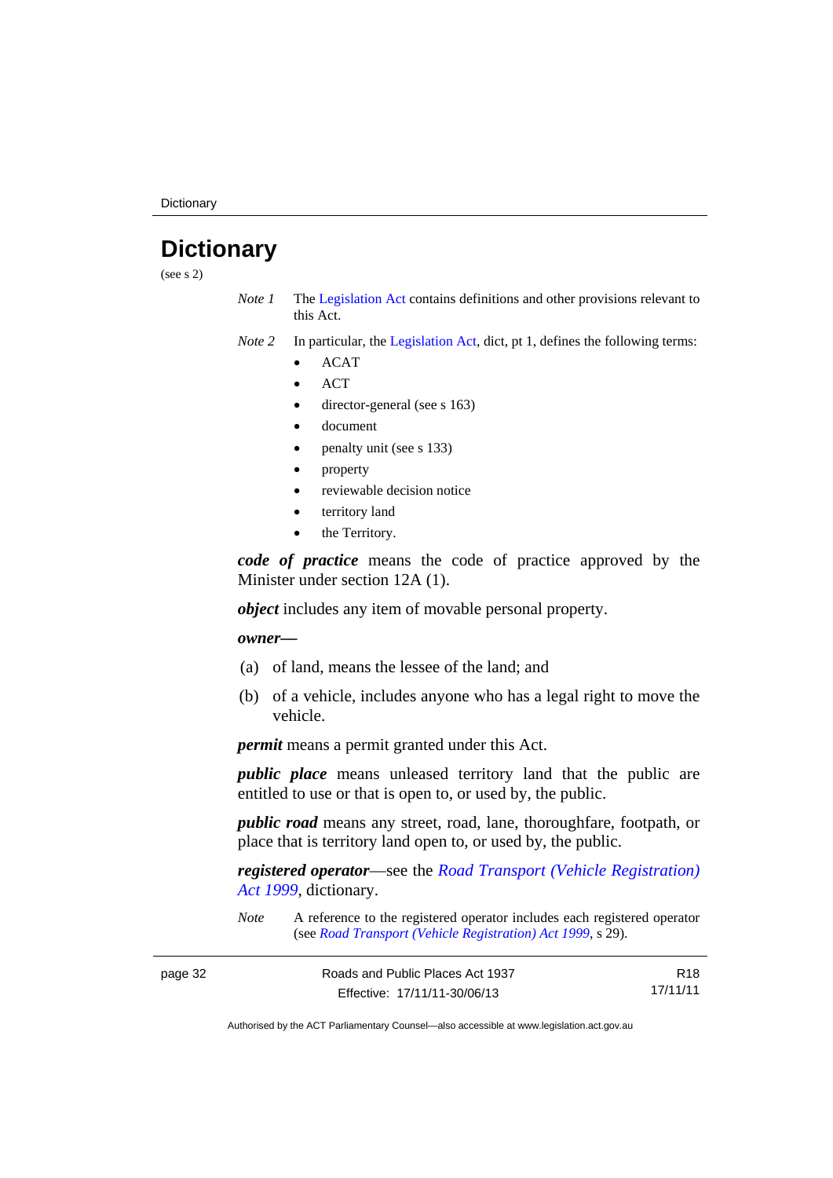# Dictionary

(see s 2)

*Note 1* The Legislation Act contains definitions and other provisions relevant to this Act.

*Note 2* In particular, the Legislation Act, dict, pt 1, defines the following terms:

- ACAT
- ACT
- director-general (see s 163)
- document
- penalty unit (see s 133)
- property
- reviewable decision notice
- territory land
- the Territory.

***code of practice*** means the code of practice approved by the Minister under section 12A (1).

***object*** includes any item of movable personal property.

***owner***—

(a) of land, means the lessee of the land; and

(b) of a vehicle, includes anyone who has a legal right to move the vehicle.

***permit*** means a permit granted under this Act.

***public place*** means unleased territory land that the public are entitled to use or that is open to, or used by, the public.

***public road*** means any street, road, lane, thoroughfare, footpath, or place that is territory land open to, or used by, the public.

***registered operator***—see the *Road Transport (Vehicle Registration) Act 1999*, dictionary.

*Note* A reference to the registered operator includes each registered operator (see *Road Transport (Vehicle Registration) Act 1999*, s 29).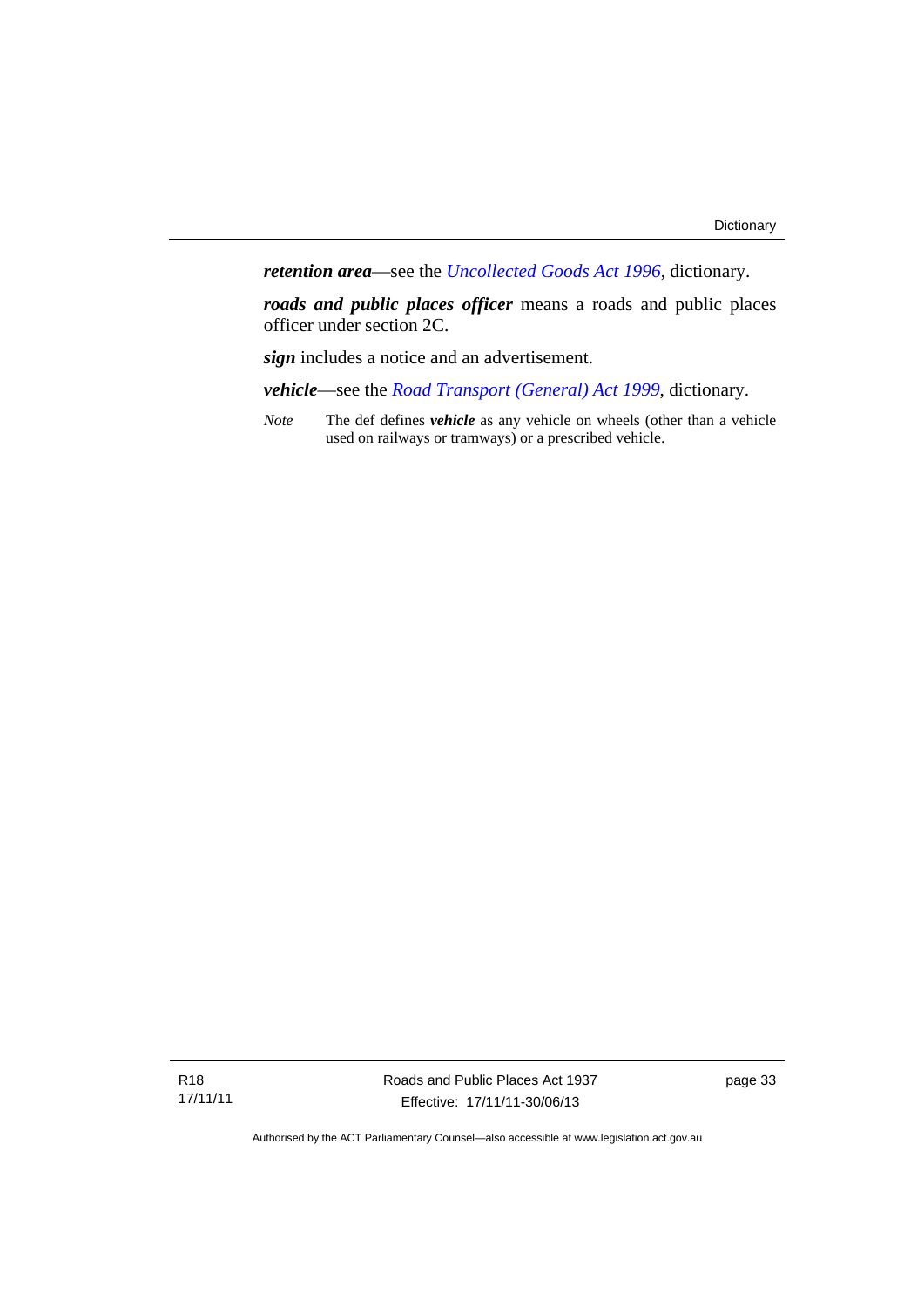***retention area***—see the *Uncollected Goods Act 1996*, dictionary.

***roads and public places officer*** means a roads and public places officer under section 2C.

***sign*** includes a notice and an advertisement.

***vehicle***—see the *Road Transport (General) Act 1999*, dictionary.

*Note* The def defines ***vehicle*** as any vehicle on wheels (other than a vehicle used on railways or tramways) or a prescribed vehicle.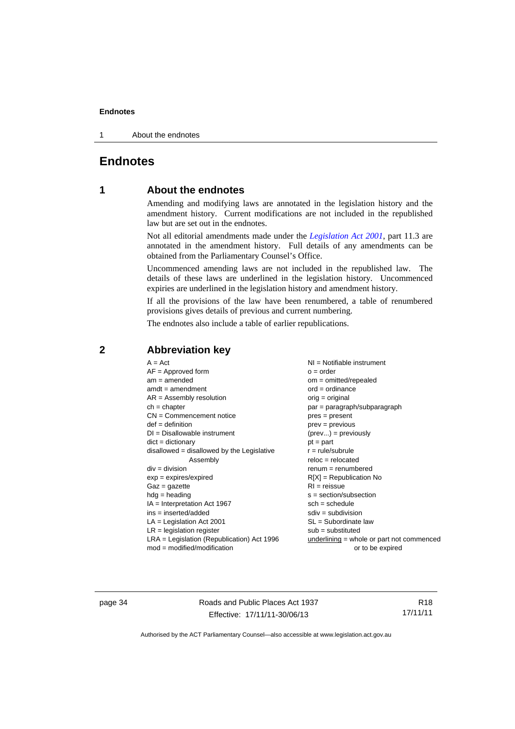# Endnotes

## 1 About the endnotes

Amending and modifying laws are annotated in the legislation history and the amendment history. Current modifications are not included in the republished law but are set out in the endnotes.

Not all editorial amendments made under the *Legislation Act 2001*, part 11.3 are annotated in the amendment history. Full details of any amendments can be obtained from the Parliamentary Counsel's Office.

Uncommenced amending laws are not included in the republished law. The details of these laws are underlined in the legislation history. Uncommenced expiries are underlined in the legislation history and amendment history.

If all the provisions of the law have been renumbered, a table of renumbered provisions gives details of previous and current numbering.

The endnotes also include a table of earlier republications.

## 2 Abbreviation key

A = Act
AF = Approved form
am = amended
amdt = amendment
AR = Assembly resolution
ch = chapter
CN = Commencement notice
def = definition
DI = Disallowable instrument
dict = dictionary
disallowed = disallowed by the Legislative Assembly
div = division
exp = expires/expired
Gaz = gazette
hdg = heading
IA = Interpretation Act 1967
ins = inserted/added
LA = Legislation Act 2001
LR = legislation register
LRA = Legislation (Republication) Act 1996
mod = modified/modification
NI = Notifiable instrument
o = order
om = omitted/repealed
ord = ordinance
orig = original
par = paragraph/subparagraph
pres = present
prev = previous
(prev...) = previously
pt = part
r = rule/subrule
reloc = relocated
renum = renumbered
R[X] = Republication No
RI = reissue
s = section/subsection
sch = schedule
sdiv = subdivision
SL = Subordinate law
sub = substituted
underlining = whole or part not commenced or to be expired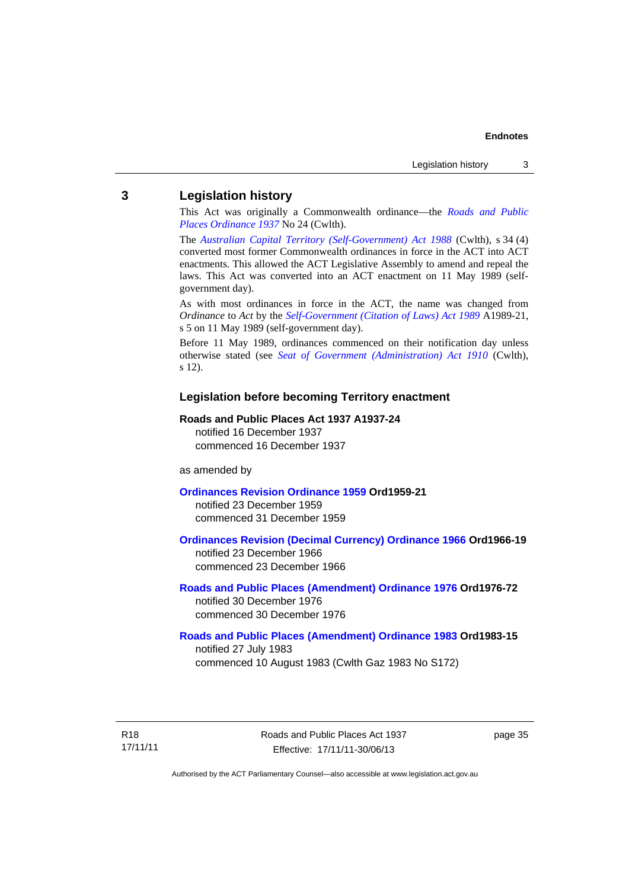## 3 Legislation history

This Act was originally a Commonwealth ordinance—the *Roads and Public Places Ordinance 1937* No 24 (Cwlth).

The *Australian Capital Territory (Self-Government) Act 1988* (Cwlth), s 34 (4) converted most former Commonwealth ordinances in force in the ACT into ACT enactments. This allowed the ACT Legislative Assembly to amend and repeal the laws. This Act was converted into an ACT enactment on 11 May 1989 (self-government day).

As with most ordinances in force in the ACT, the name was changed from *Ordinance* to *Act* by the *Self-Government (Citation of Laws) Act 1989* A1989-21, s 5 on 11 May 1989 (self-government day).

Before 11 May 1989, ordinances commenced on their notification day unless otherwise stated (see *Seat of Government (Administration) Act 1910* (Cwlth), s 12).

### Legislation before becoming Territory enactment

**Roads and Public Places Act 1937 A1937-24**
notified 16 December 1937
commenced 16 December 1937

as amended by

**Ordinances Revision Ordinance 1959 Ord1959-21**
notified 23 December 1959
commenced 31 December 1959

**Ordinances Revision (Decimal Currency) Ordinance 1966 Ord1966-19**
notified 23 December 1966
commenced 23 December 1966

**Roads and Public Places (Amendment) Ordinance 1976 Ord1976-72**
notified 30 December 1976
commenced 30 December 1976

**Roads and Public Places (Amendment) Ordinance 1983 Ord1983-15**
notified 27 July 1983
commenced 10 August 1983 (Cwlth Gaz 1983 No S172)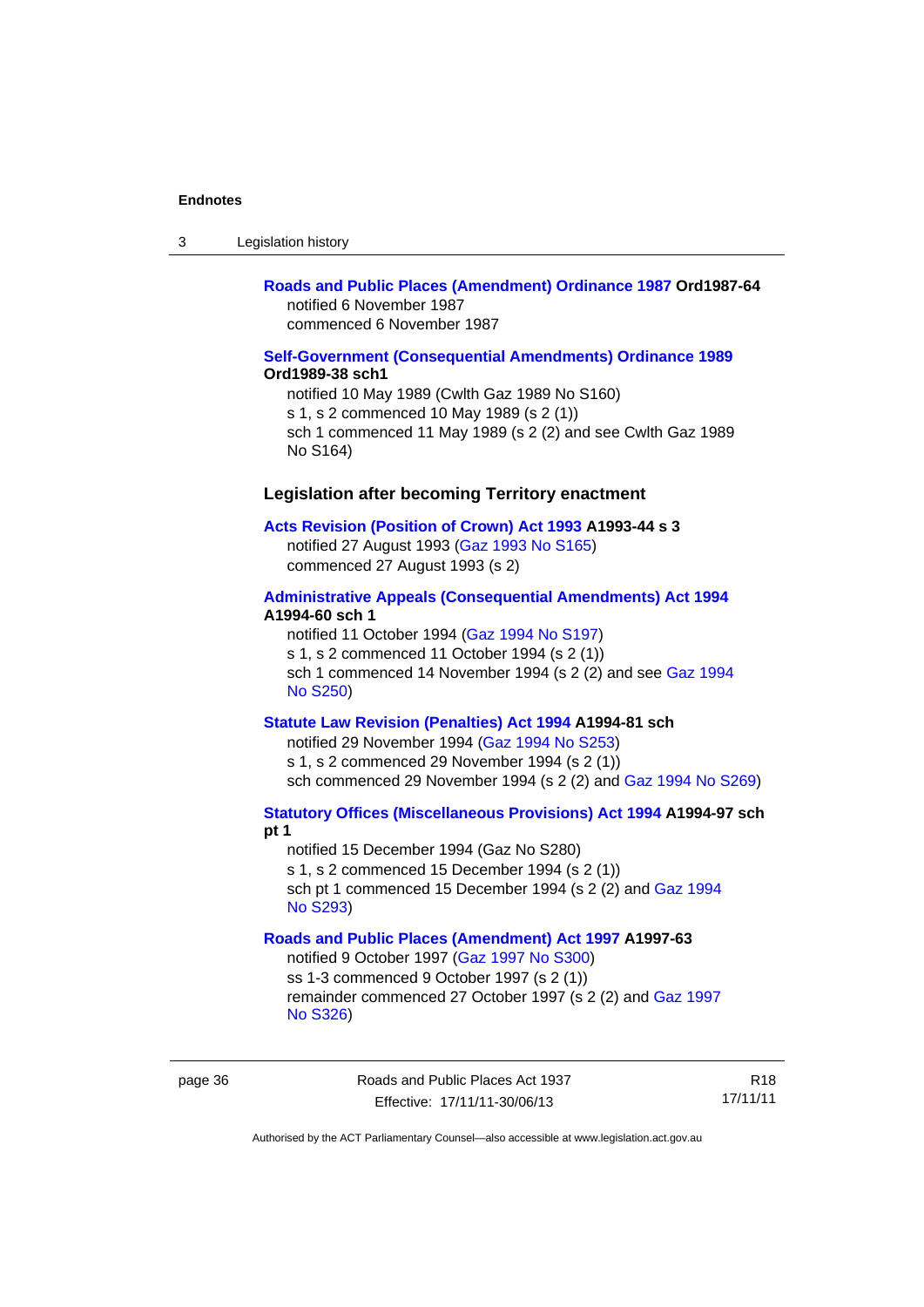**Roads and Public Places (Amendment) Ordinance 1987 Ord1987-64**

notified 6 November 1987

commenced 6 November 1987

**Self-Government (Consequential Amendments) Ordinance 1989 Ord1989-38 sch1**

notified 10 May 1989 (Cwlth Gaz 1989 No S160)

s 1, s 2 commenced 10 May 1989 (s 2 (1))

sch 1 commenced 11 May 1989 (s 2 (2) and see Cwlth Gaz 1989 No S164)

### Legislation after becoming Territory enactment

**Acts Revision (Position of Crown) Act 1993 A1993-44 s 3**

notified 27 August 1993 (Gaz 1993 No S165)

commenced 27 August 1993 (s 2)

**Administrative Appeals (Consequential Amendments) Act 1994 A1994-60 sch 1**

notified 11 October 1994 (Gaz 1994 No S197)

s 1, s 2 commenced 11 October 1994 (s 2 (1))

sch 1 commenced 14 November 1994 (s 2 (2) and see Gaz 1994 No S250)

**Statute Law Revision (Penalties) Act 1994 A1994-81 sch**

notified 29 November 1994 (Gaz 1994 No S253)

s 1, s 2 commenced 29 November 1994 (s 2 (1))

sch commenced 29 November 1994 (s 2 (2) and Gaz 1994 No S269)

**Statutory Offices (Miscellaneous Provisions) Act 1994 A1994-97 sch pt 1**

notified 15 December 1994 (Gaz No S280)

s 1, s 2 commenced 15 December 1994 (s 2 (1))

sch pt 1 commenced 15 December 1994 (s 2 (2) and Gaz 1994 No S293)

**Roads and Public Places (Amendment) Act 1997 A1997-63**

notified 9 October 1997 (Gaz 1997 No S300)

ss 1-3 commenced 9 October 1997 (s 2 (1))

remainder commenced 27 October 1997 (s 2 (2) and Gaz 1997 No S326)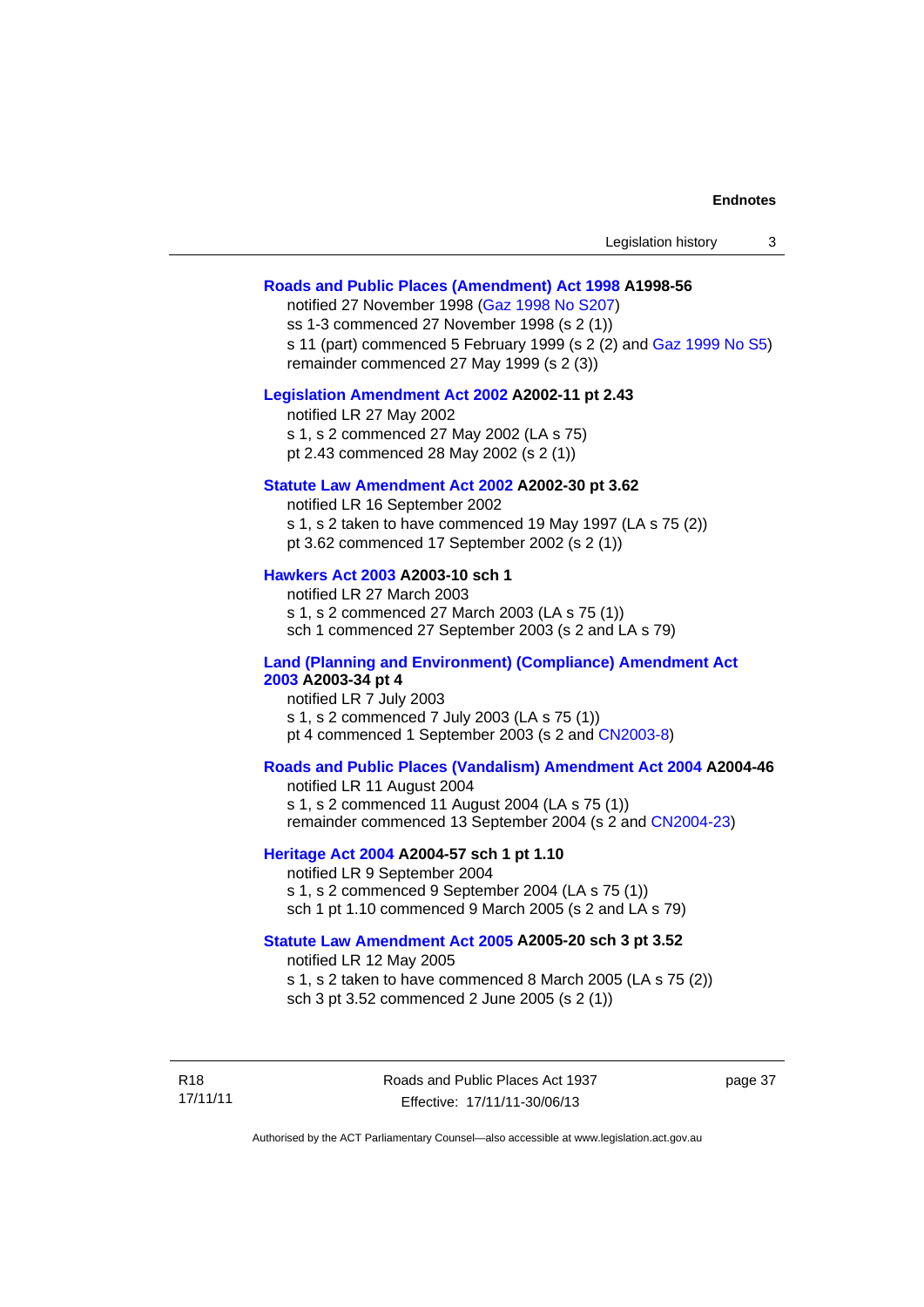**Roads and Public Places (Amendment) Act 1998 A1998-56**

notified 27 November 1998 (Gaz 1998 No S207)
ss 1-3 commenced 27 November 1998 (s 2 (1))
s 11 (part) commenced 5 February 1999 (s 2 (2) and Gaz 1999 No S5)
remainder commenced 27 May 1999 (s 2 (3))

**Legislation Amendment Act 2002 A2002-11 pt 2.43**

notified LR 27 May 2002
s 1, s 2 commenced 27 May 2002 (LA s 75)
pt 2.43 commenced 28 May 2002 (s 2 (1))

**Statute Law Amendment Act 2002 A2002-30 pt 3.62**

notified LR 16 September 2002
s 1, s 2 taken to have commenced 19 May 1997 (LA s 75 (2))
pt 3.62 commenced 17 September 2002 (s 2 (1))

**Hawkers Act 2003 A2003-10 sch 1**

notified LR 27 March 2003
s 1, s 2 commenced 27 March 2003 (LA s 75 (1))
sch 1 commenced 27 September 2003 (s 2 and LA s 79)

**Land (Planning and Environment) (Compliance) Amendment Act 2003 A2003-34 pt 4**

notified LR 7 July 2003
s 1, s 2 commenced 7 July 2003 (LA s 75 (1))
pt 4 commenced 1 September 2003 (s 2 and CN2003-8)

**Roads and Public Places (Vandalism) Amendment Act 2004 A2004-46**

notified LR 11 August 2004
s 1, s 2 commenced 11 August 2004 (LA s 75 (1))
remainder commenced 13 September 2004 (s 2 and CN2004-23)

**Heritage Act 2004 A2004-57 sch 1 pt 1.10**

notified LR 9 September 2004
s 1, s 2 commenced 9 September 2004 (LA s 75 (1))
sch 1 pt 1.10 commenced 9 March 2005 (s 2 and LA s 79)

**Statute Law Amendment Act 2005 A2005-20 sch 3 pt 3.52**

notified LR 12 May 2005
s 1, s 2 taken to have commenced 8 March 2005 (LA s 75 (2))
sch 3 pt 3.52 commenced 2 June 2005 (s 2 (1))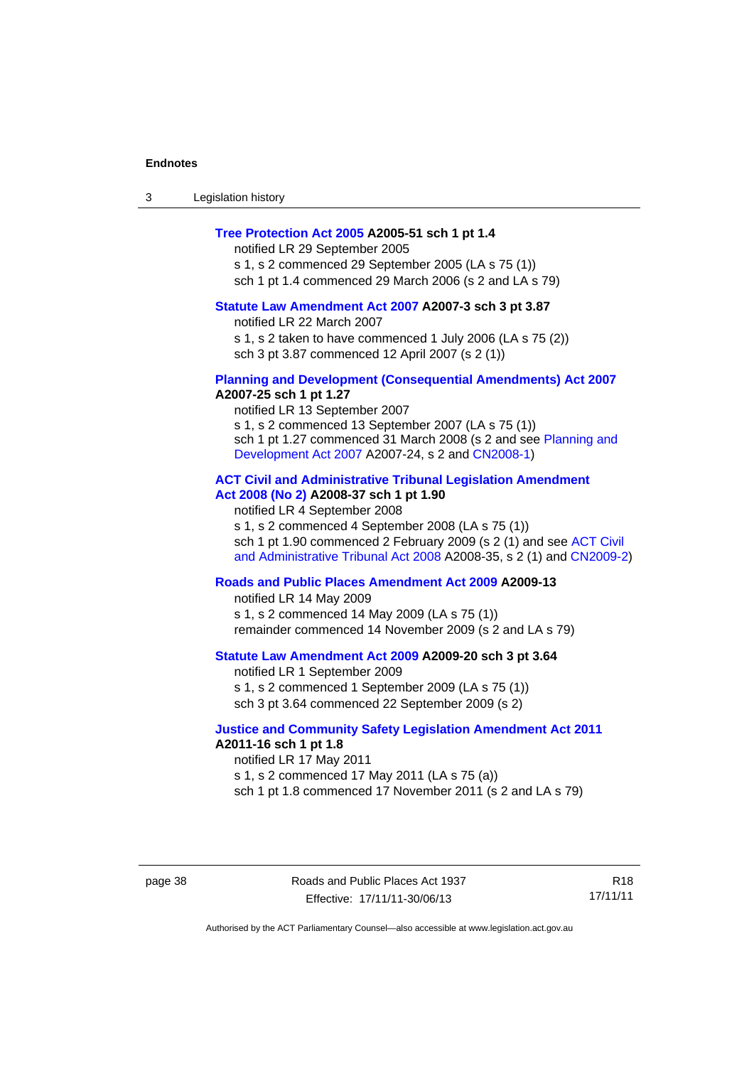**Tree Protection Act 2005 A2005-51 sch 1 pt 1.4**

notified LR 29 September 2005

s 1, s 2 commenced 29 September 2005 (LA s 75 (1))

sch 1 pt 1.4 commenced 29 March 2006 (s 2 and LA s 79)

**Statute Law Amendment Act 2007 A2007-3 sch 3 pt 3.87**

notified LR 22 March 2007

s 1, s 2 taken to have commenced 1 July 2006 (LA s 75 (2))

sch 3 pt 3.87 commenced 12 April 2007 (s 2 (1))

**Planning and Development (Consequential Amendments) Act 2007 A2007-25 sch 1 pt 1.27**

notified LR 13 September 2007

s 1, s 2 commenced 13 September 2007 (LA s 75 (1))

sch 1 pt 1.27 commenced 31 March 2008 (s 2 and see Planning and Development Act 2007 A2007-24, s 2 and CN2008-1)

**ACT Civil and Administrative Tribunal Legislation Amendment Act 2008 (No 2) A2008-37 sch 1 pt 1.90**

notified LR 4 September 2008

s 1, s 2 commenced 4 September 2008 (LA s 75 (1))

sch 1 pt 1.90 commenced 2 February 2009 (s 2 (1) and see ACT Civil and Administrative Tribunal Act 2008 A2008-35, s 2 (1) and CN2009-2)

**Roads and Public Places Amendment Act 2009 A2009-13**

notified LR 14 May 2009

s 1, s 2 commenced 14 May 2009 (LA s 75 (1))

remainder commenced 14 November 2009 (s 2 and LA s 79)

**Statute Law Amendment Act 2009 A2009-20 sch 3 pt 3.64**

notified LR 1 September 2009

s 1, s 2 commenced 1 September 2009 (LA s 75 (1))

sch 3 pt 3.64 commenced 22 September 2009 (s 2)

**Justice and Community Safety Legislation Amendment Act 2011 A2011-16 sch 1 pt 1.8**

notified LR 17 May 2011

s 1, s 2 commenced 17 May 2011 (LA s 75 (a))

sch 1 pt 1.8 commenced 17 November 2011 (s 2 and LA s 79)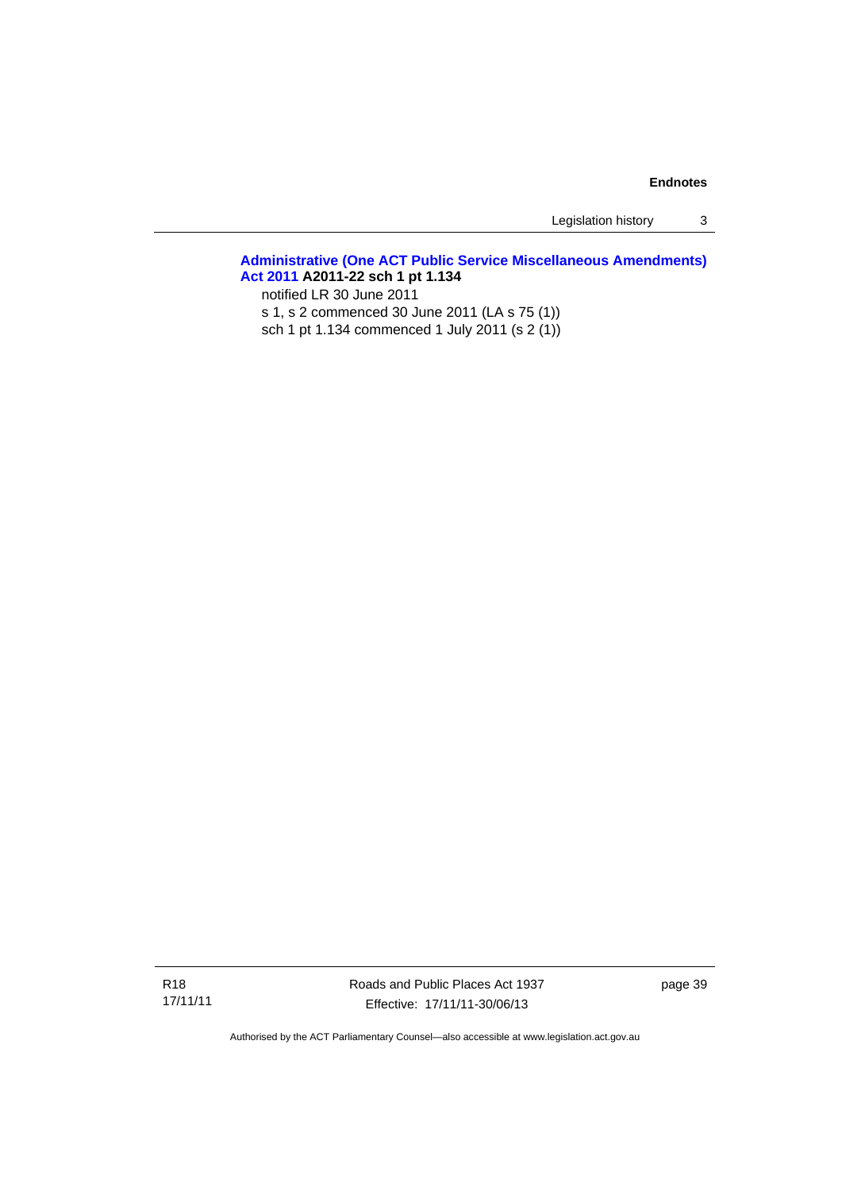**Administrative (One ACT Public Service Miscellaneous Amendments) Act 2011 A2011-22 sch 1 pt 1.134**

notified LR 30 June 2011

s 1, s 2 commenced 30 June 2011 (LA s 75 (1))

sch 1 pt 1.134 commenced 1 July 2011 (s 2 (1))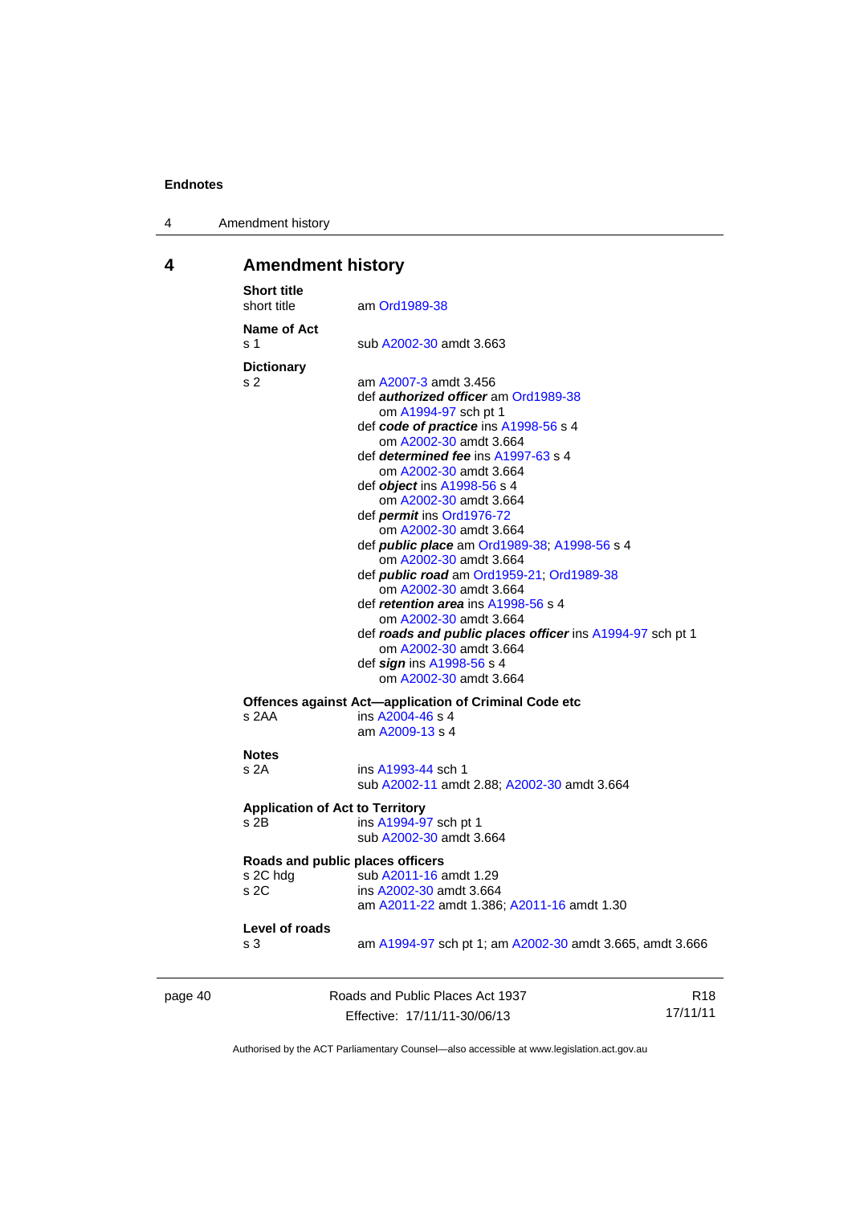## 4 Amendment history

**Short title**

short title — am Ord1989-38

**Name of Act**

s 1 — sub A2002-30 amdt 3.663

**Dictionary**

s 2 — am A2007-3 amdt 3.456
def ***authorized officer*** am Ord1989-38
om A1994-97 sch pt 1
def ***code of practice*** ins A1998-56 s 4
om A2002-30 amdt 3.664
def ***determined fee*** ins A1997-63 s 4
om A2002-30 amdt 3.664
def ***object*** ins A1998-56 s 4
om A2002-30 amdt 3.664
def ***permit*** ins Ord1976-72
om A2002-30 amdt 3.664
def ***public place*** am Ord1989-38; A1998-56 s 4
om A2002-30 amdt 3.664
def ***public road*** am Ord1959-21; Ord1989-38
om A2002-30 amdt 3.664
def ***retention area*** ins A1998-56 s 4
om A2002-30 amdt 3.664
def ***roads and public places officer*** ins A1994-97 sch pt 1
om A2002-30 amdt 3.664
def ***sign*** ins A1998-56 s 4
om A2002-30 amdt 3.664

**Offences against Act—application of Criminal Code etc**

s 2AA — ins A2004-46 s 4
am A2009-13 s 4

**Notes**

s 2A — ins A1993-44 sch 1
sub A2002-11 amdt 2.88; A2002-30 amdt 3.664

**Application of Act to Territory**

s 2B — ins A1994-97 sch pt 1
sub A2002-30 amdt 3.664

**Roads and public places officers**

s 2C hdg — sub A2011-16 amdt 1.29

s 2C — ins A2002-30 amdt 3.664
am A2011-22 amdt 1.386; A2011-16 amdt 1.30

**Level of roads**

s 3 — am A1994-97 sch pt 1; am A2002-30 amdt 3.665, amdt 3.666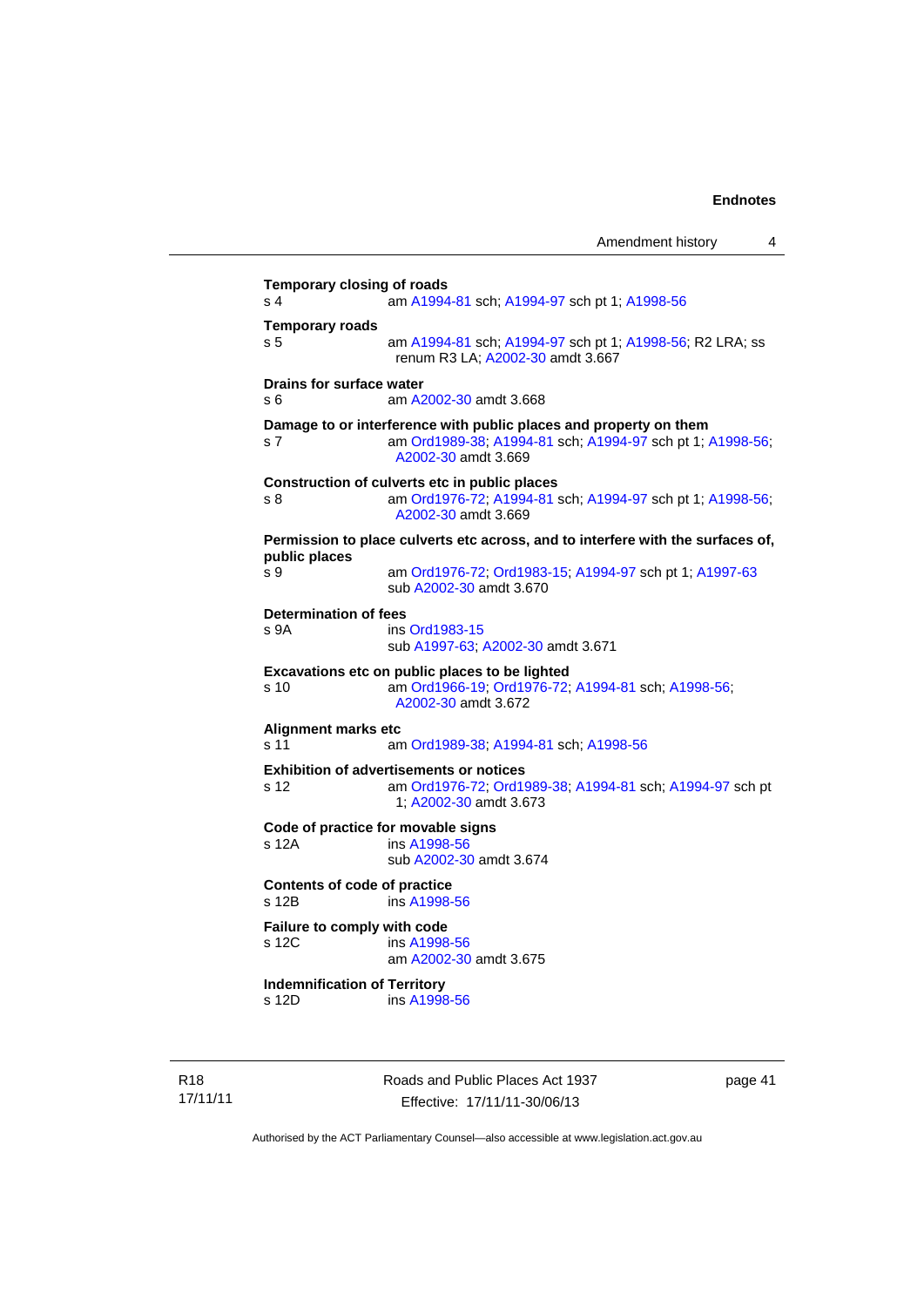**Temporary closing of roads**

s 4 am A1994-81 sch; A1994-97 sch pt 1; A1998-56

**Temporary roads**

s 5 am A1994-81 sch; A1994-97 sch pt 1; A1998-56; R2 LRA; ss renum R3 LA; A2002-30 amdt 3.667

**Drains for surface water**

s 6 am A2002-30 amdt 3.668

**Damage to or interference with public places and property on them**

s 7 am Ord1989-38; A1994-81 sch; A1994-97 sch pt 1; A1998-56; A2002-30 amdt 3.669

**Construction of culverts etc in public places**

s 8 am Ord1976-72; A1994-81 sch; A1994-97 sch pt 1; A1998-56; A2002-30 amdt 3.669

**Permission to place culverts etc across, and to interfere with the surfaces of, public places**

s 9 am Ord1976-72; Ord1983-15; A1994-97 sch pt 1; A1997-63
sub A2002-30 amdt 3.670

**Determination of fees**

s 9A ins Ord1983-15
sub A1997-63; A2002-30 amdt 3.671

**Excavations etc on public places to be lighted**

s 10 am Ord1966-19; Ord1976-72; A1994-81 sch; A1998-56; A2002-30 amdt 3.672

**Alignment marks etc**

s 11 am Ord1989-38; A1994-81 sch; A1998-56

**Exhibition of advertisements or notices**

s 12 am Ord1976-72; Ord1989-38; A1994-81 sch; A1994-97 sch pt 1; A2002-30 amdt 3.673

**Code of practice for movable signs**

s 12A ins A1998-56
sub A2002-30 amdt 3.674

**Contents of code of practice**

s 12B ins A1998-56

**Failure to comply with code**

s 12C ins A1998-56
am A2002-30 amdt 3.675

**Indemnification of Territory**

s 12D ins A1998-56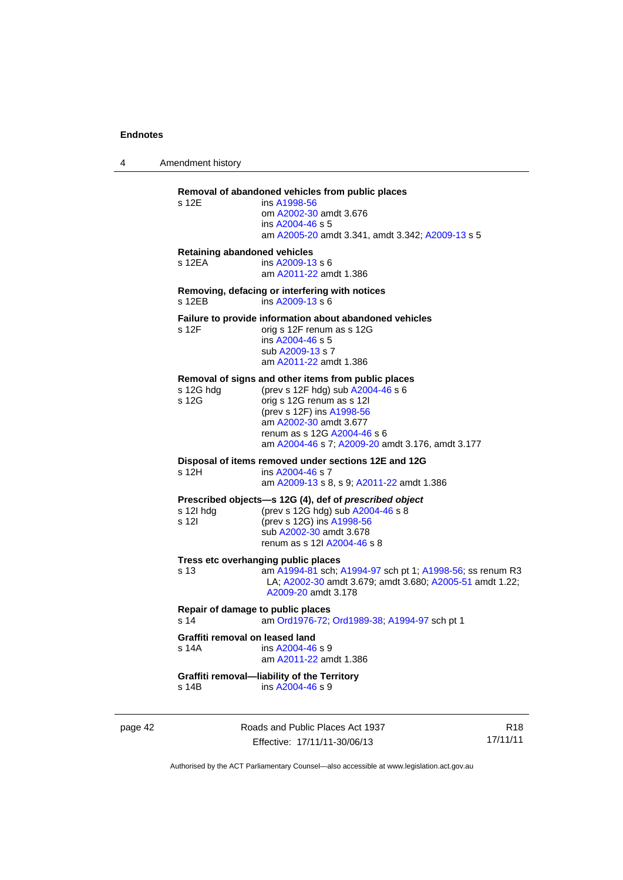**Removal of abandoned vehicles from public places**
s 12E ins A1998-56
om A2002-30 amdt 3.676
ins A2004-46 s 5
am A2005-20 amdt 3.341, amdt 3.342; A2009-13 s 5

**Retaining abandoned vehicles**
s 12EA ins A2009-13 s 6
am A2011-22 amdt 1.386

**Removing, defacing or interfering with notices**
s 12EB ins A2009-13 s 6

**Failure to provide information about abandoned vehicles**
s 12F orig s 12F renum as s 12G
ins A2004-46 s 5
sub A2009-13 s 7
am A2011-22 amdt 1.386

**Removal of signs and other items from public places**
s 12G hdg (prev s 12F hdg) sub A2004-46 s 6
s 12G orig s 12G renum as s 12I
(prev s 12F) ins A1998-56
am A2002-30 amdt 3.677
renum as s 12G A2004-46 s 6
am A2004-46 s 7; A2009-20 amdt 3.176, amdt 3.177

**Disposal of items removed under sections 12E and 12G**
s 12H ins A2004-46 s 7
am A2009-13 s 8, s 9; A2011-22 amdt 1.386

**Prescribed objects—s 12G (4), def of *prescribed object***
s 12I hdg (prev s 12G hdg) sub A2004-46 s 8
s 12I (prev s 12G) ins A1998-56
sub A2002-30 amdt 3.678
renum as s 12I A2004-46 s 8

**Tress etc overhanging public places**
s 13 am A1994-81 sch; A1994-97 sch pt 1; A1998-56; ss renum R3 LA; A2002-30 amdt 3.679; amdt 3.680; A2005-51 amdt 1.22; A2009-20 amdt 3.178

**Repair of damage to public places**
s 14 am Ord1976-72; Ord1989-38; A1994-97 sch pt 1

**Graffiti removal on leased land**
s 14A ins A2004-46 s 9
am A2011-22 amdt 1.386

**Graffiti removal—liability of the Territory**
s 14B ins A2004-46 s 9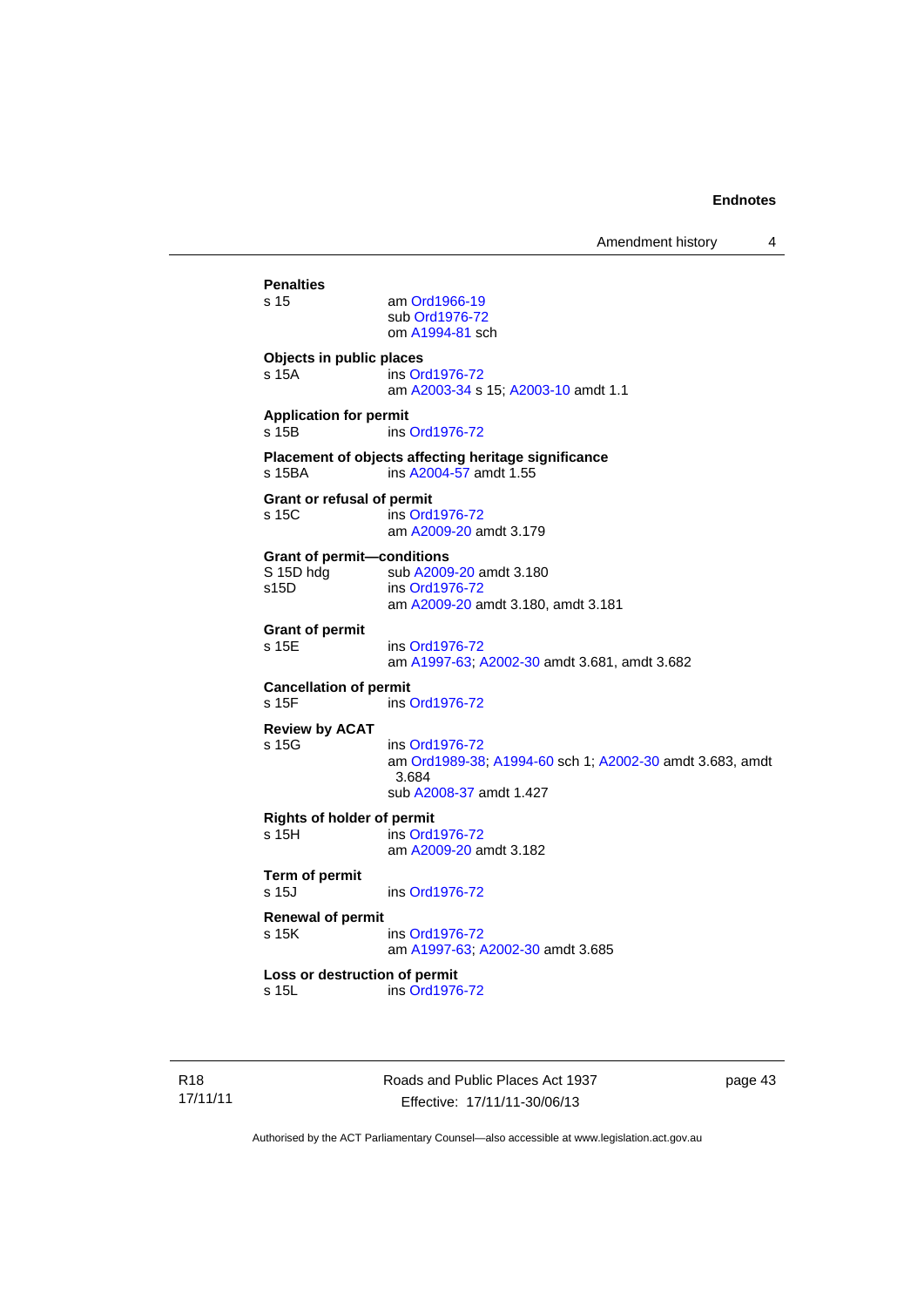**Penalties**

s 15 am Ord1966-19
sub Ord1976-72
om A1994-81 sch

**Objects in public places**

s 15A ins Ord1976-72
am A2003-34 s 15; A2003-10 amdt 1.1

**Application for permit**

s 15B ins Ord1976-72

**Placement of objects affecting heritage significance**

s 15BA ins A2004-57 amdt 1.55

**Grant or refusal of permit**

s 15C ins Ord1976-72
am A2009-20 amdt 3.179

**Grant of permit—conditions**

S 15D hdg sub A2009-20 amdt 3.180
s15D ins Ord1976-72
am A2009-20 amdt 3.180, amdt 3.181

**Grant of permit**

s 15E ins Ord1976-72
am A1997-63; A2002-30 amdt 3.681, amdt 3.682

**Cancellation of permit**

s 15F ins Ord1976-72

**Review by ACAT**

s 15G ins Ord1976-72
am Ord1989-38; A1994-60 sch 1; A2002-30 amdt 3.683, amdt 3.684
sub A2008-37 amdt 1.427

**Rights of holder of permit**

s 15H ins Ord1976-72
am A2009-20 amdt 3.182

**Term of permit**

s 15J ins Ord1976-72

**Renewal of permit**

s 15K ins Ord1976-72
am A1997-63; A2002-30 amdt 3.685

**Loss or destruction of permit**

s 15L ins Ord1976-72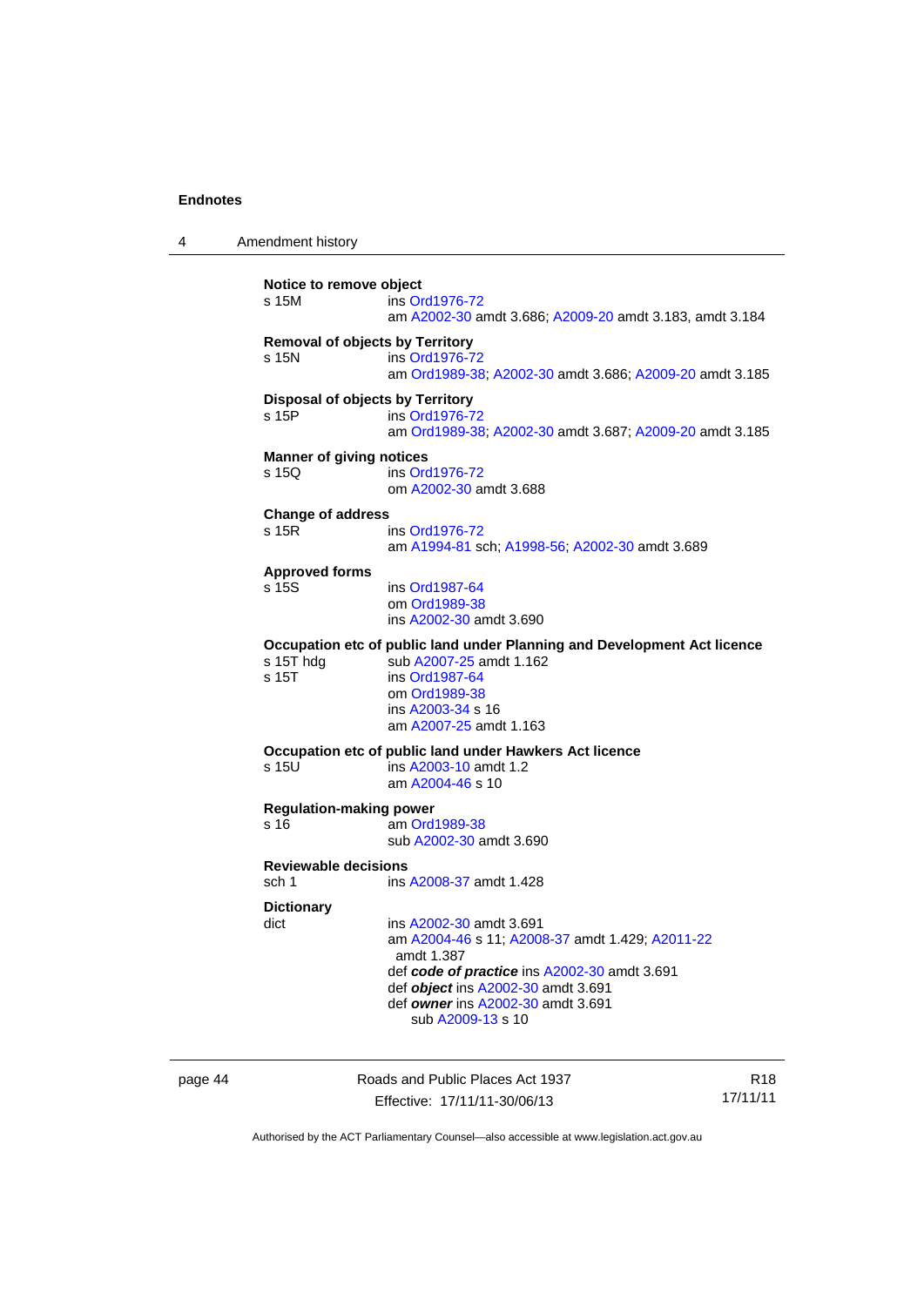**Notice to remove object**

s 15M ins Ord1976-72
am A2002-30 amdt 3.686; A2009-20 amdt 3.183, amdt 3.184

**Removal of objects by Territory**

s 15N ins Ord1976-72
am Ord1989-38; A2002-30 amdt 3.686; A2009-20 amdt 3.185

**Disposal of objects by Territory**

s 15P ins Ord1976-72
am Ord1989-38; A2002-30 amdt 3.687; A2009-20 amdt 3.185

**Manner of giving notices**

s 15Q ins Ord1976-72
om A2002-30 amdt 3.688

**Change of address**

s 15R ins Ord1976-72
am A1994-81 sch; A1998-56; A2002-30 amdt 3.689

**Approved forms**

s 15S ins Ord1987-64
om Ord1989-38
ins A2002-30 amdt 3.690

**Occupation etc of public land under Planning and Development Act licence**

s 15T hdg sub A2007-25 amdt 1.162
s 15T ins Ord1987-64
om Ord1989-38
ins A2003-34 s 16
am A2007-25 amdt 1.163

**Occupation etc of public land under Hawkers Act licence**

s 15U ins A2003-10 amdt 1.2
am A2004-46 s 10

**Regulation-making power**

s 16 am Ord1989-38
sub A2002-30 amdt 3.690

**Reviewable decisions**

sch 1 ins A2008-37 amdt 1.428

**Dictionary**

dict ins A2002-30 amdt 3.691
am A2004-46 s 11; A2008-37 amdt 1.429; A2011-22 amdt 1.387
def ***code of practice*** ins A2002-30 amdt 3.691
def ***object*** ins A2002-30 amdt 3.691
def ***owner*** ins A2002-30 amdt 3.691
sub A2009-13 s 10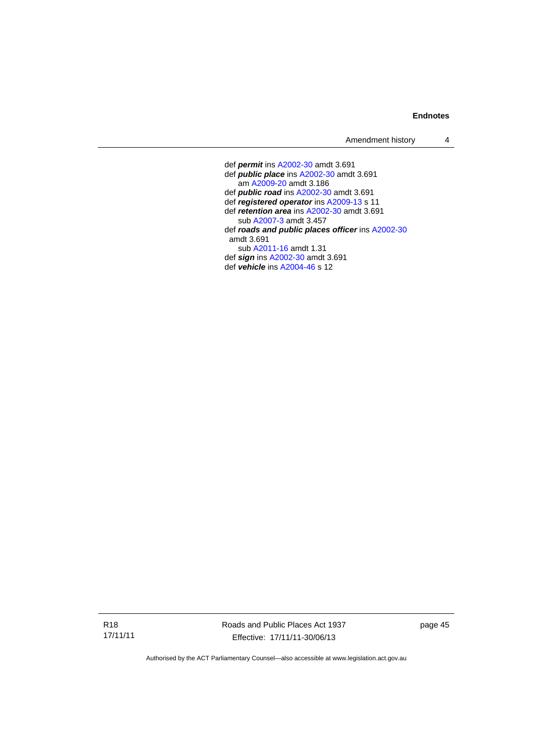def ***permit*** ins A2002-30 amdt 3.691
def ***public place*** ins A2002-30 amdt 3.691
    am A2009-20 amdt 3.186
def ***public road*** ins A2002-30 amdt 3.691
def ***registered operator*** ins A2009-13 s 11
def ***retention area*** ins A2002-30 amdt 3.691
    sub A2007-3 amdt 3.457
def ***roads and public places officer*** ins A2002-30 amdt 3.691
    sub A2011-16 amdt 1.31
def ***sign*** ins A2002-30 amdt 3.691
def ***vehicle*** ins A2004-46 s 12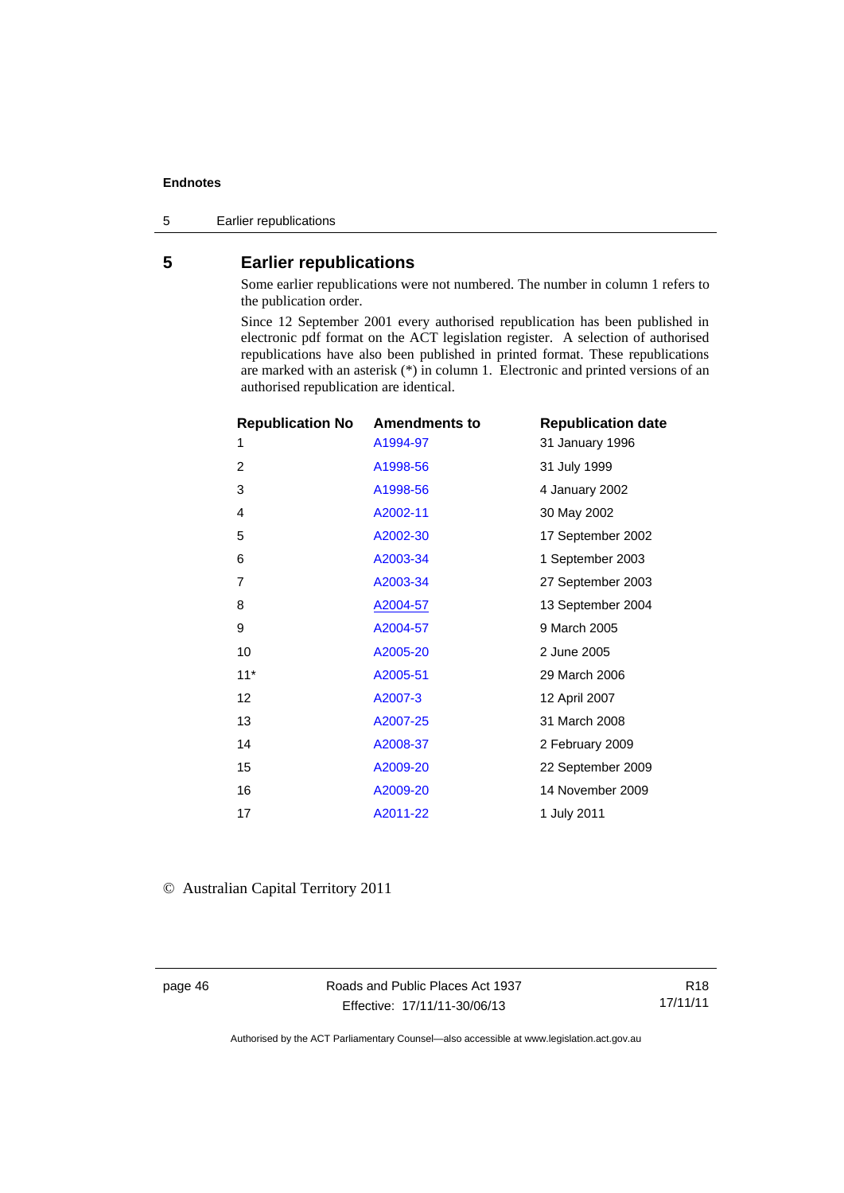## 5 Earlier republications

Some earlier republications were not numbered. The number in column 1 refers to the publication order.

Since 12 September 2001 every authorised republication has been published in electronic pdf format on the ACT legislation register. A selection of authorised republications have also been published in printed format. These republications are marked with an asterisk (*) in column 1. Electronic and printed versions of an authorised republication are identical.

| Republication No | Amendments to | Republication date |
|---|---|---|
| 1 | A1994-97 | 31 January 1996 |
| 2 | A1998-56 | 31 July 1999 |
| 3 | A1998-56 | 4 January 2002 |
| 4 | A2002-11 | 30 May 2002 |
| 5 | A2002-30 | 17 September 2002 |
| 6 | A2003-34 | 1 September 2003 |
| 7 | A2003-34 | 27 September 2003 |
| 8 | A2004-57 | 13 September 2004 |
| 9 | A2004-57 | 9 March 2005 |
| 10 | A2005-20 | 2 June 2005 |
| 11* | A2005-51 | 29 March 2006 |
| 12 | A2007-3 | 12 April 2007 |
| 13 | A2007-25 | 31 March 2008 |
| 14 | A2008-37 | 2 February 2009 |
| 15 | A2009-20 | 22 September 2009 |
| 16 | A2009-20 | 14 November 2009 |
| 17 | A2011-22 | 1 July 2011 |

© Australian Capital Territory 2011